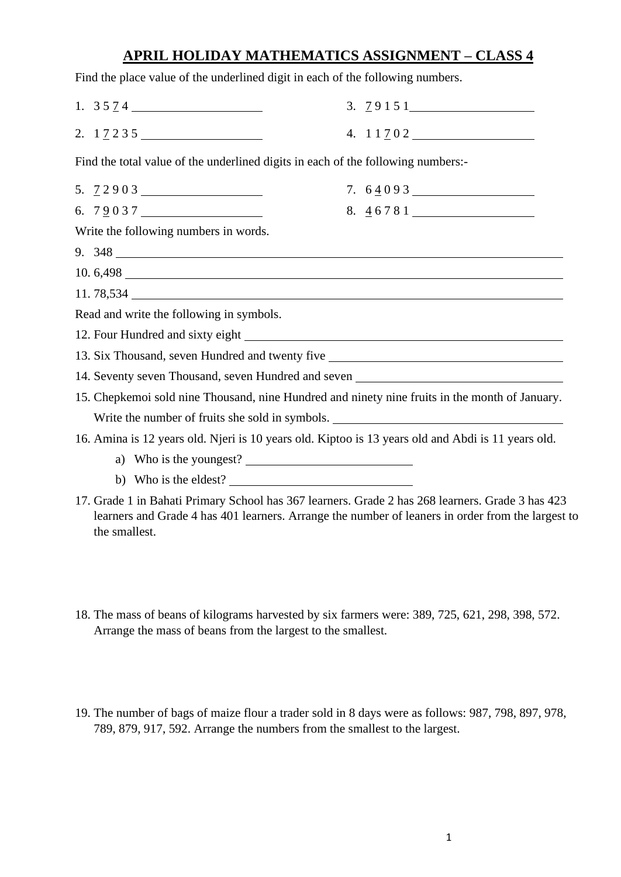# APRIL HOLIDAY MATHEMATICS ASSIGNMENT – CLASS 4

Find the place value of the underlined digit in each of the following numbers.

1. 3 5 <u>7</u> 4 ____________________
2. 1 <u>7</u> 2 3 5 ____________________
3. <u>7</u> 9 1 5 1 ____________________
4. 1 1 <u>7</u> 0 2 ____________________

Find the total value of the underlined digits in each of the following numbers:-

5. <u>7</u> 2 9 0 3 ____________________
6. 7 <u>9</u> 0 3 7 ____________________
7. 6 <u>4</u> 0 9 3 ____________________
8. <u>4</u> 6 7 8 1 ____________________

Write the following numbers in words.

9. 348 ____________________________________________________________
10. 6,498 ____________________________________________________________
11. 78,534 ____________________________________________________________

Read and write the following in symbols.

12. Four Hundred and sixty eight ________________________________________
13. Six Thousand, seven Hundred and twenty five ____________________________
14. Seventy seven Thousand, seven Hundred and seven _________________________
15. Chepkemoi sold nine Thousand, nine Hundred and ninety nine fruits in the month of January. Write the number of fruits she sold in symbols. ___________________________
16. Amina is 12 years old. Njeri is 10 years old. Kiptoo is 13 years old and Abdi is 11 years old.
    a) Who is the youngest? ______________________
    b) Who is the eldest? ______________________
17. Grade 1 in Bahati Primary School has 367 learners. Grade 2 has 268 learners. Grade 3 has 423 learners and Grade 4 has 401 learners. Arrange the number of leaners in order from the largest to the smallest.

18. The mass of beans of kilograms harvested by six farmers were: 389, 725, 621, 298, 398, 572. Arrange the mass of beans from the largest to the smallest.

19. The number of bags of maize flour a trader sold in 8 days were as follows: 987, 798, 897, 978, 789, 879, 917, 592. Arrange the numbers from the smallest to the largest.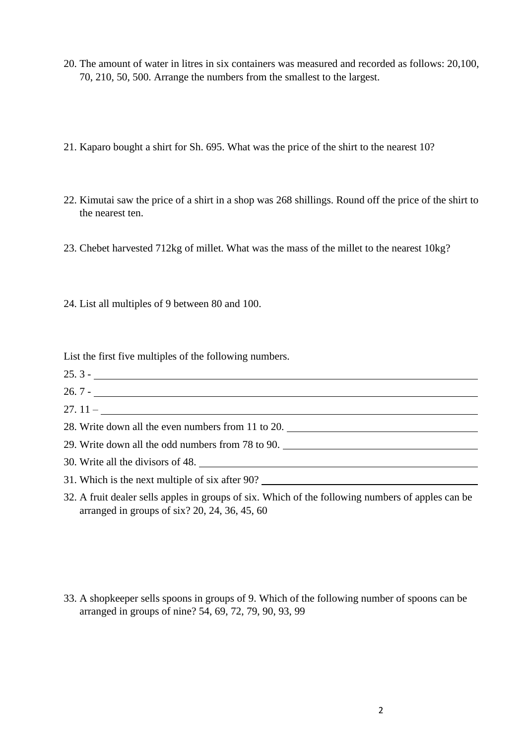20. The amount of water in litres in six containers was measured and recorded as follows: 20,100, 70, 210, 50, 500. Arrange the numbers from the smallest to the largest.

21. Kaparo bought a shirt for Sh. 695. What was the price of the shirt to the nearest 10?

22. Kimutai saw the price of a shirt in a shop was 268 shillings. Round off the price of the shirt to the nearest ten.

23. Chebet harvested 712kg of millet. What was the mass of the millet to the nearest 10kg?

24. List all multiples of 9 between 80 and 100.

List the first five multiples of the following numbers.

25. 3 - ________________________________________________

26. 7 - ________________________________________________

27. 11 – ________________________________________________

28. Write down all the even numbers from 11 to 20. ____________________________

29. Write down all the odd numbers from 78 to 90. ____________________________

30. Write all the divisors of 48. ________________________________________

31. Which is the next multiple of six after 90? ________________________________

32. A fruit dealer sells apples in groups of six. Which of the following numbers of apples can be arranged in groups of six? 20, 24, 36, 45, 60

33. A shopkeeper sells spoons in groups of 9. Which of the following number of spoons can be arranged in groups of nine? 54, 69, 72, 79, 90, 93, 99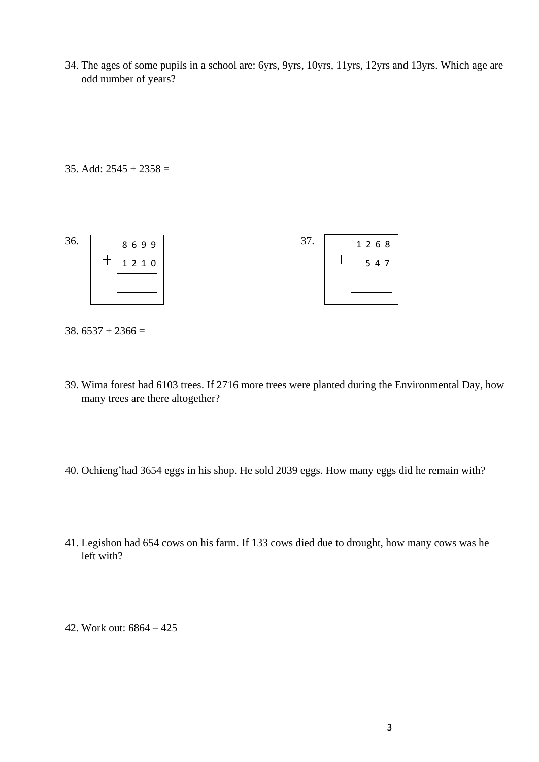34. The ages of some pupils in a school are: 6yrs, 9yrs, 10yrs, 11yrs, 12yrs and 13yrs. Which age are odd number of years?

35. Add: 2545 + 2358 =

36.

```
   8 6 9 9
+  1 2 1 0
  ________

  ________
```

37.

```
   1 2 6 8
+    5 4 7
  ________

  ________
```

38. 6537 + 2366 = ______________

39. Wima forest had 6103 trees. If 2716 more trees were planted during the Environmental Day, how many trees are there altogether?

40. Ochieng'had 3654 eggs in his shop. He sold 2039 eggs. How many eggs did he remain with?

41. Legishon had 654 cows on his farm. If 133 cows died due to drought, how many cows was he left with?

42. Work out: 6864 – 425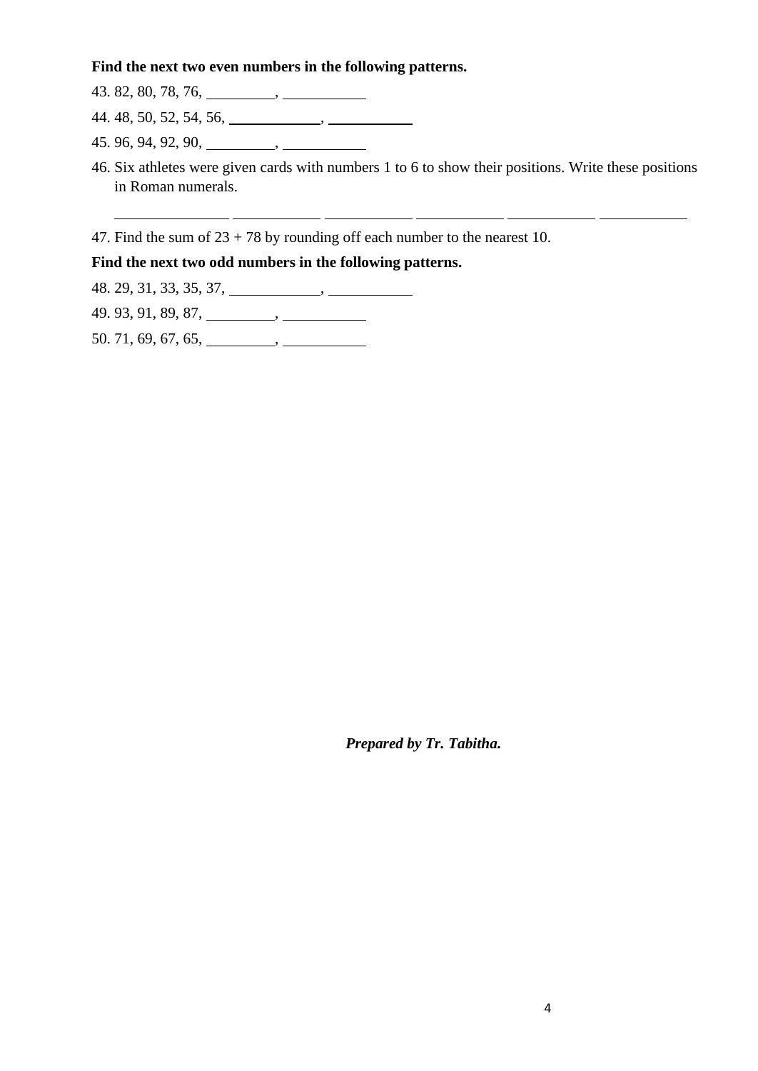**Find the next two even numbers in the following patterns.**

43. 82, 80, 78, 76, \_\_\_\_\_\_\_\_\_, \_\_\_\_\_\_\_\_\_\_\_

44. 48, 50, 52, 54, 56, \_\_\_\_\_\_\_\_\_\_\_\_, \_\_\_\_\_\_\_\_\_\_\_

45. 96, 94, 92, 90, \_\_\_\_\_\_\_\_\_, \_\_\_\_\_\_\_\_\_\_\_

46. Six athletes were given cards with numbers 1 to 6 to show their positions. Write these positions in Roman numerals.

    \_\_\_\_\_\_\_\_\_\_\_\_\_\_\_ \_\_\_\_\_\_\_\_\_\_\_\_ \_\_\_\_\_\_\_\_\_\_\_\_ \_\_\_\_\_\_\_\_\_\_\_\_ \_\_\_\_\_\_\_\_\_\_\_\_ \_\_\_\_\_\_\_\_\_\_\_\_

47. Find the sum of 23 + 78 by rounding off each number to the nearest 10.

**Find the next two odd numbers in the following patterns.**

48. 29, 31, 33, 35, 37, \_\_\_\_\_\_\_\_\_\_\_\_, \_\_\_\_\_\_\_\_\_\_\_

49. 93, 91, 89, 87, \_\_\_\_\_\_\_\_\_, \_\_\_\_\_\_\_\_\_\_\_

50. 71, 69, 67, 65, \_\_\_\_\_\_\_\_\_, \_\_\_\_\_\_\_\_\_\_\_

***Prepared by Tr. Tabitha.***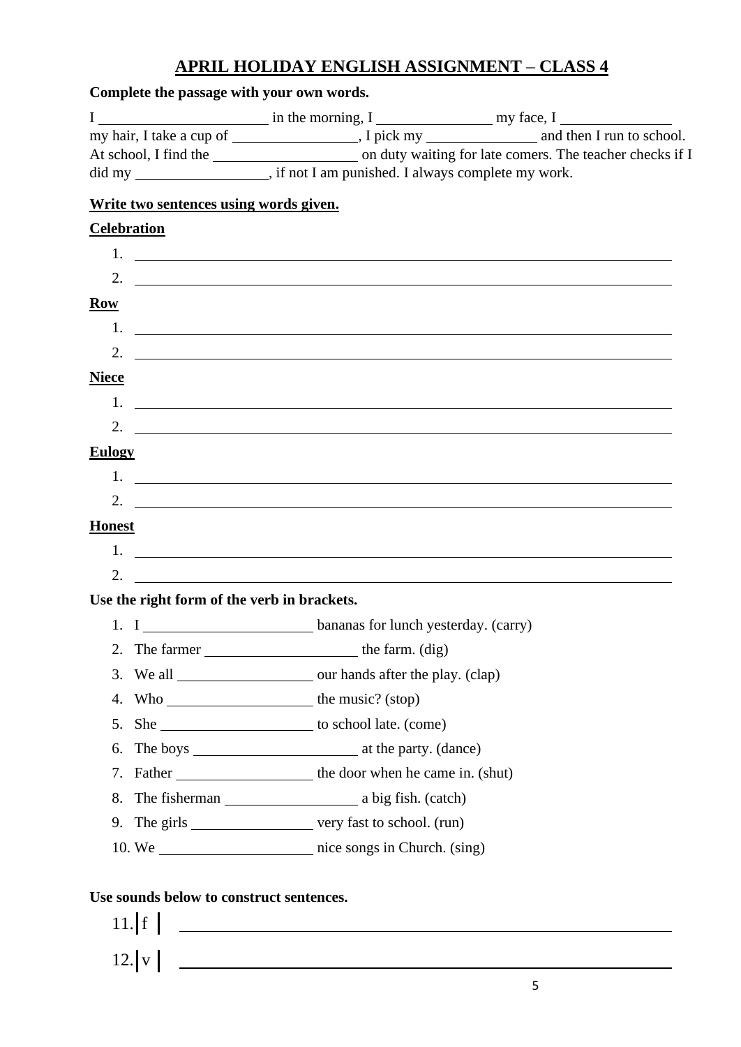# APRIL HOLIDAY ENGLISH ASSIGNMENT – CLASS 4

**Complete the passage with your own words.**

I ______________________ in the morning, I _______________ my face, I _______________ my hair, I take a cup of ________________, I pick my _______________ and then I run to school. At school, I find the ___________________ on duty waiting for late comers. The teacher checks if I did my __________________, if not I am punished. I always complete my work.

**Write two sentences using words given.**

**Celebration**

1. ________________________________________________________________
2. ________________________________________________________________

**Row**

1. ________________________________________________________________
2. ________________________________________________________________

**Niece**

1. ________________________________________________________________
2. ________________________________________________________________

**Eulogy**

1. ________________________________________________________________
2. ________________________________________________________________

**Honest**

1. ________________________________________________________________
2. ________________________________________________________________

**Use the right form of the verb in brackets.**

1. I ______________________ bananas for lunch yesterday. (carry)
2. The farmer ____________________ the farm. (dig)
3. We all __________________ our hands after the play. (clap)
4. Who ____________________ the music? (stop)
5. She ____________________ to school late. (come)
6. The boys ______________________ at the party. (dance)
7. Father __________________ the door when he came in. (shut)
8. The fisherman __________________ a big fish. (catch)
9. The girls ________________ very fast to school. (run)
10. We ____________________ nice songs in Church. (sing)

**Use sounds below to construct sentences.**

11. | f | ________________________________________________________________

12. | v | ________________________________________________________________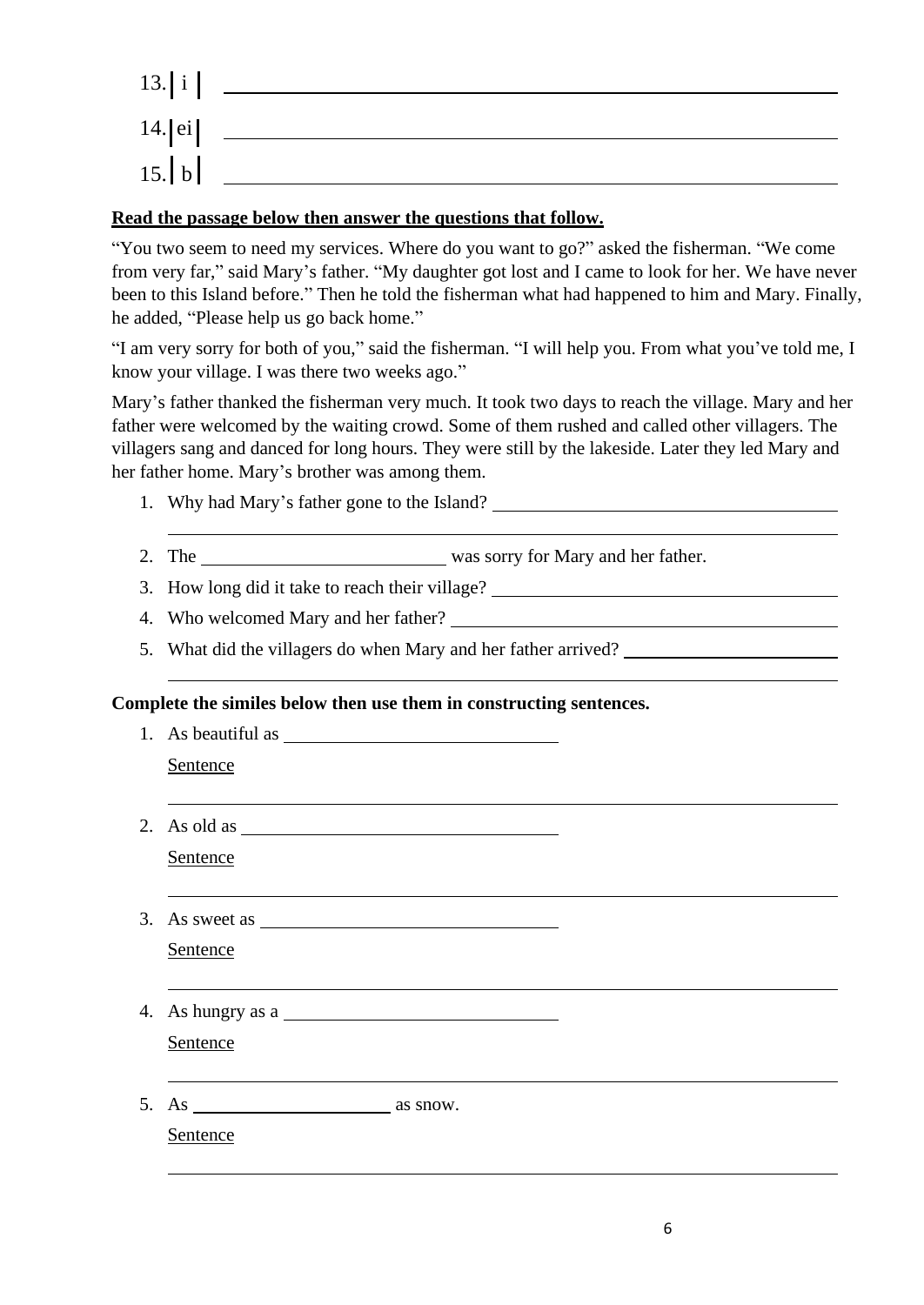13. | i | ______________________________________________

14. | ei | ______________________________________________

15. | b | ______________________________________________

**Read the passage below then answer the questions that follow.**

"You two seem to need my services. Where do you want to go?" asked the fisherman. "We come from very far," said Mary's father. "My daughter got lost and I came to look for her. We have never been to this Island before." Then he told the fisherman what had happened to him and Mary. Finally, he added, "Please help us go back home."

"I am very sorry for both of you," said the fisherman. "I will help you. From what you've told me, I know your village. I was there two weeks ago."

Mary's father thanked the fisherman very much. It took two days to reach the village. Mary and her father were welcomed by the waiting crowd. Some of them rushed and called other villagers. The villagers sang and danced for long hours. They were still by the lakeside. Later they led Mary and her father home. Mary's brother was among them.

1. Why had Mary's father gone to the Island? ______________________________________________
______________________________________________
2. The ____________________ was sorry for Mary and her father.
3. How long did it take to reach their village? ______________________________________________
4. Who welcomed Mary and her father? ______________________________________________
5. What did the villagers do when Mary and her father arrived? ______________________________________________
______________________________________________

**Complete the similes below then use them in constructing sentences.**

1. As beautiful as ____________________

   Sentence
   ______________________________________________

2. As old as ____________________

   Sentence
   ______________________________________________

3. As sweet as ____________________

   Sentence
   ______________________________________________

4. As hungry as a ____________________

   Sentence
   ______________________________________________

5. As ____________________ as snow.

   Sentence
   ______________________________________________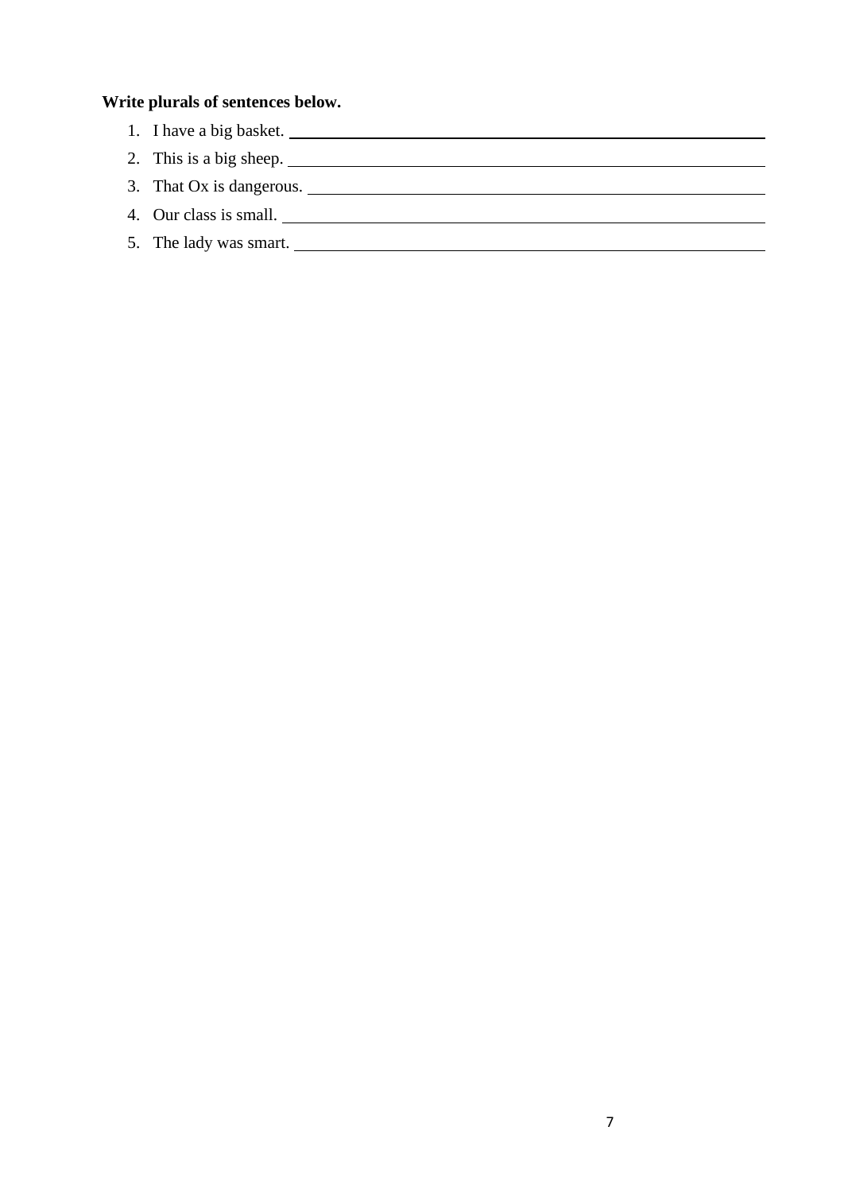**Write plurals of sentences below.**

1. I have a big basket. ____________________
2. This is a big sheep. ____________________
3. That Ox is dangerous. ____________________
4. Our class is small. ____________________
5. The lady was smart. ____________________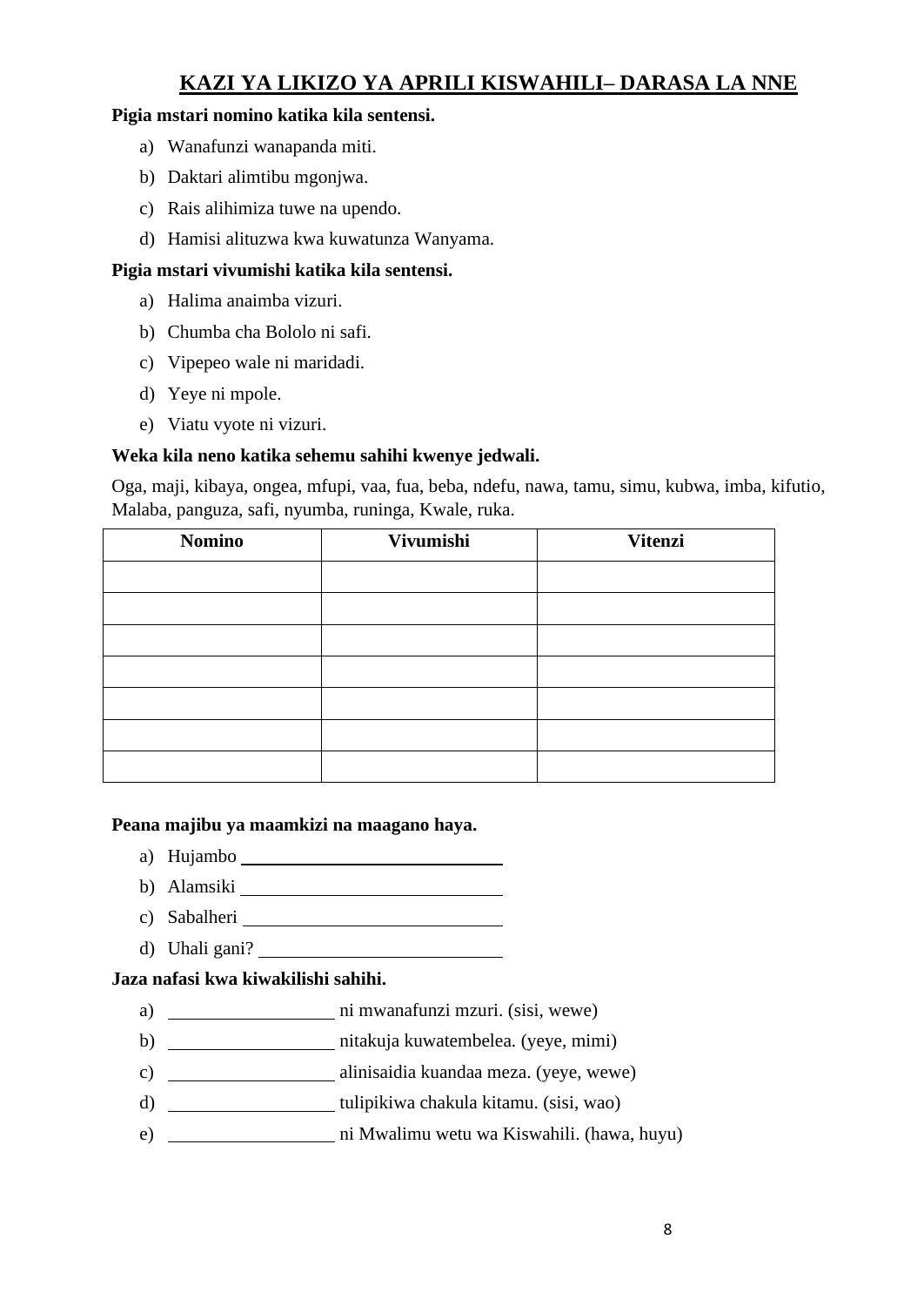# KAZI YA LIKIZO YA APRILI KISWAHILI– DARASA LA NNE

**Pigia mstari nomino katika kila sentensi.**

a) Wanafunzi wanapanda miti.
b) Daktari alimtibu mgonjwa.
c) Rais alihimiza tuwe na upendo.
d) Hamisi alituzwa kwa kuwatunza Wanyama.

**Pigia mstari vivumishi katika kila sentensi.**

a) Halima anaimba vizuri.
b) Chumba cha Bololo ni safi.
c) Vipepeo wale ni maridadi.
d) Yeye ni mpole.
e) Viatu vyote ni vizuri.

**Weka kila neno katika sehemu sahihi kwenye jedwali.**

Oga, maji, kibaya, ongea, mfupi, vaa, fua, beba, ndefu, nawa, tamu, simu, kubwa, imba, kifutio, Malaba, panguza, safi, nyumba, runinga, Kwale, ruka.

| Nomino | Vivumishi | Vitenzi |
|---|---|---|
| | | |
| | | |
| | | |
| | | |
| | | |
| | | |
| | | |

**Peana majibu ya maamkizi na maagano haya.**

a) Hujambo ____________________
b) Alamsiki ____________________
c) Sabalheri ____________________
d) Uhali gani? ____________________

**Jaza nafasi kwa kiwakilishi sahihi.**

a) ____________ ni mwanafunzi mzuri. (sisi, wewe)
b) ____________ nitakuja kuwatembelea. (yeye, mimi)
c) ____________ alinisaidia kuandaa meza. (yeye, wewe)
d) ____________ tulipikiwa chakula kitamu. (sisi, wao)
e) ____________ ni Mwalimu wetu wa Kiswahili. (hawa, huyu)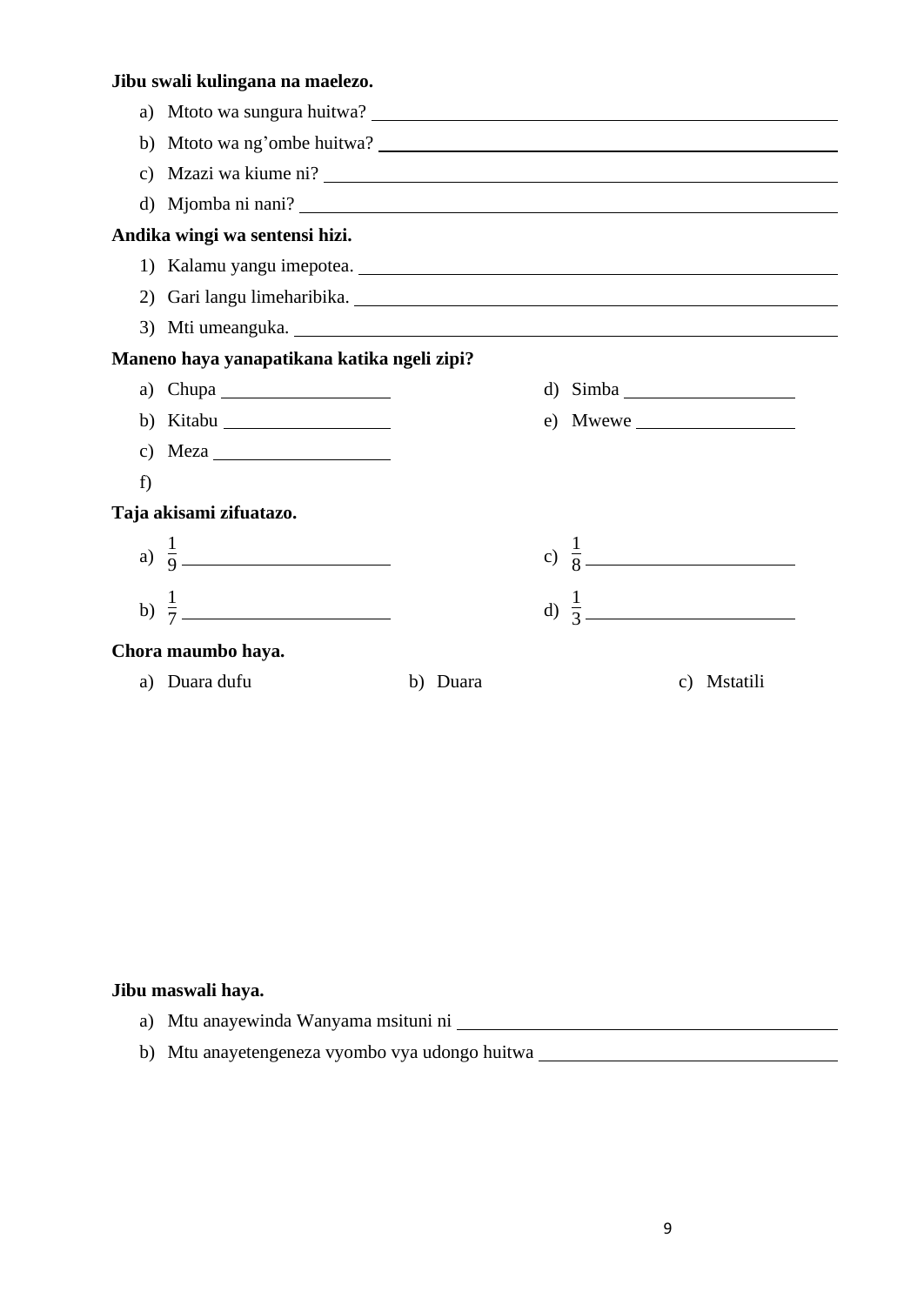**Jibu swali kulingana na maelezo.**

a) Mtoto wa sungura huitwa? ______________________________

b) Mtoto wa ng'ombe huitwa? ______________________________

c) Mzazi wa kiume ni? ______________________________

d) Mjomba ni nani? ______________________________

**Andika wingi wa sentensi hizi.**

1) Kalamu yangu imepotea. ______________________________

2) Gari langu limeharibika. ______________________________

3) Mti umeanguka. ______________________________

**Maneno haya yanapatikana katika ngeli zipi?**

a) Chupa ______________

b) Kitabu ______________

c) Meza ______________

d) Simba ______________

e) Mwewe ______________

f)

**Taja akisami zifuatazo.**

a) $\frac{1}{9}$ ______________

b) $\frac{1}{7}$ ______________

c) $\frac{1}{8}$ ______________

d) $\frac{1}{3}$ ______________

**Chora maumbo haya.**

a) Duara dufu

b) Duara

c) Mstatili

**Jibu maswali haya.**

a) Mtu anayewinda Wanyama msituni ni ______________________________

b) Mtu anayetengeneza vyombo vya udongo huitwa ______________________________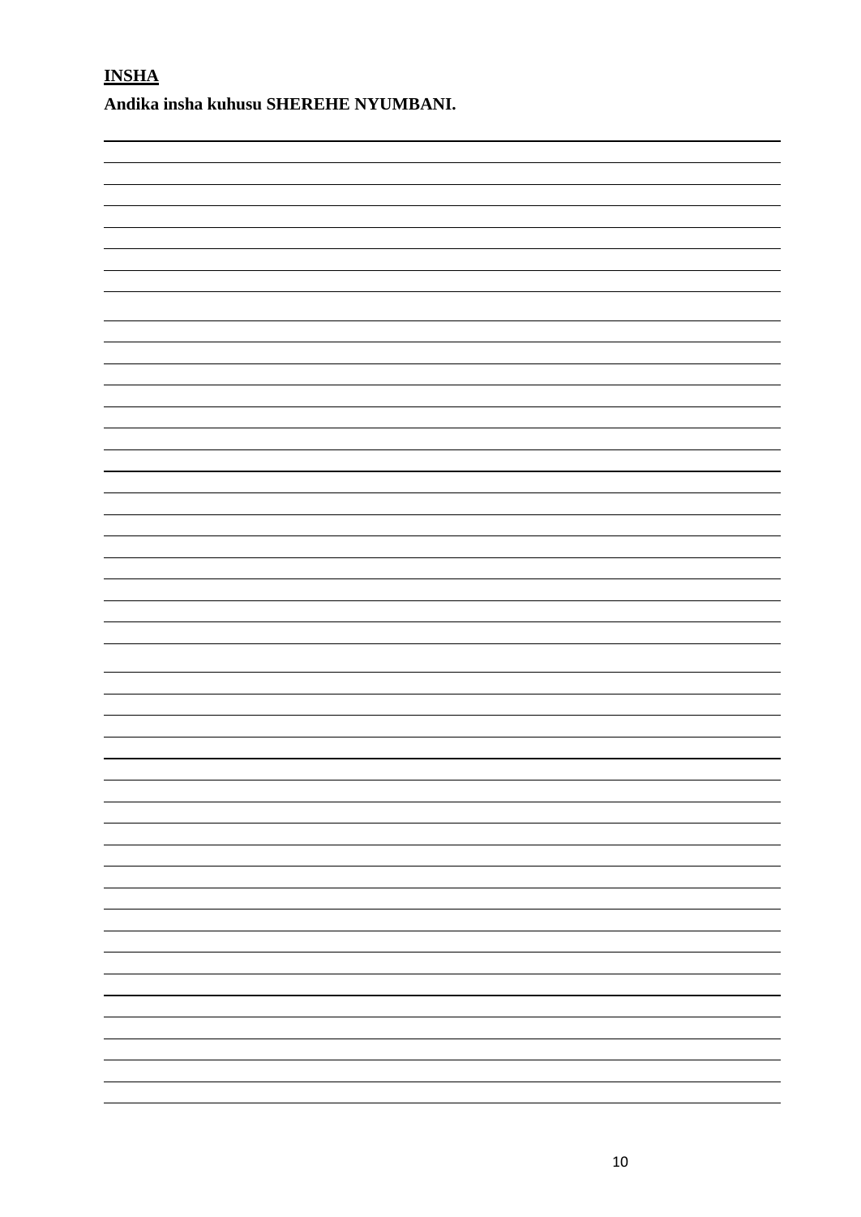**INSHA**

**Andika insha kuhusu SHEREHE NYUMBANI.**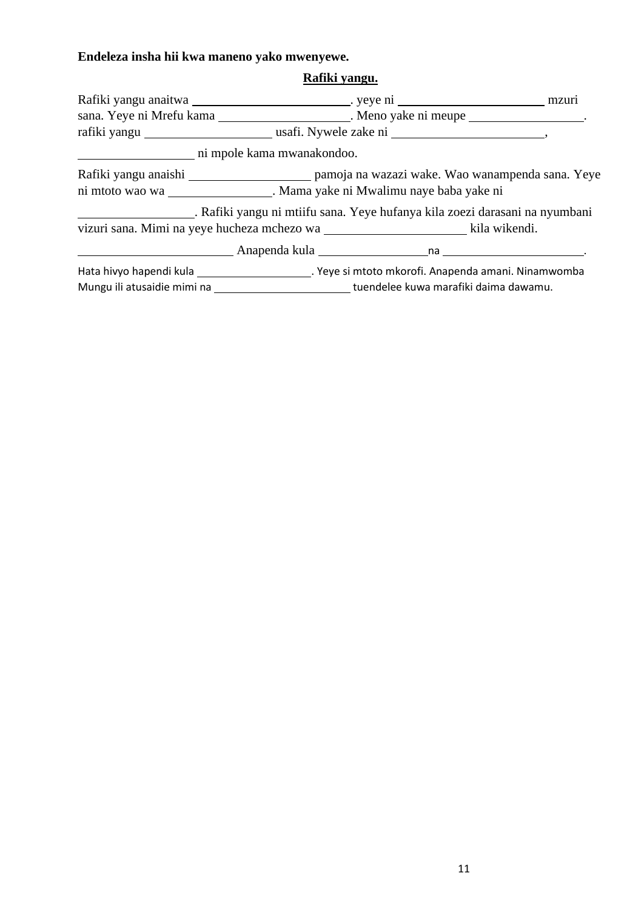**Endeleza insha hii kwa maneno yako mwenyewe.**

**Rafiki yangu.**

Rafiki yangu anaitwa ________________________. yeye ni ______________________ mzuri sana. Yeye ni Mrefu kama ____________________. Meno yake ni meupe __________________. rafiki yangu ___________________ usafi. Nywele zake ni _______________________, _________________ ni mpole kama mwanakondoo.

Rafiki yangu anaishi __________________ pamoja na wazazi wake. Wao wanampenda sana. Yeye ni mtoto wao wa ________________. Mama yake ni Mwalimu naye baba yake ni

_________________. Rafiki yangu ni mtiifu sana. Yeye hufanya kila zoezi darasani na nyumbani vizuri sana. Mimi na yeye hucheza mchezo wa _____________________ kila wikendi.

________________________ Anapenda kula _________________na ______________________.

Hata hivyo hapendi kula ___________________. Yeye si mtoto mkorofi. Anapenda amani. Ninamwomba Mungu ili atusaidie mimi na _______________________ tuendelee kuwa marafiki daima dawamu.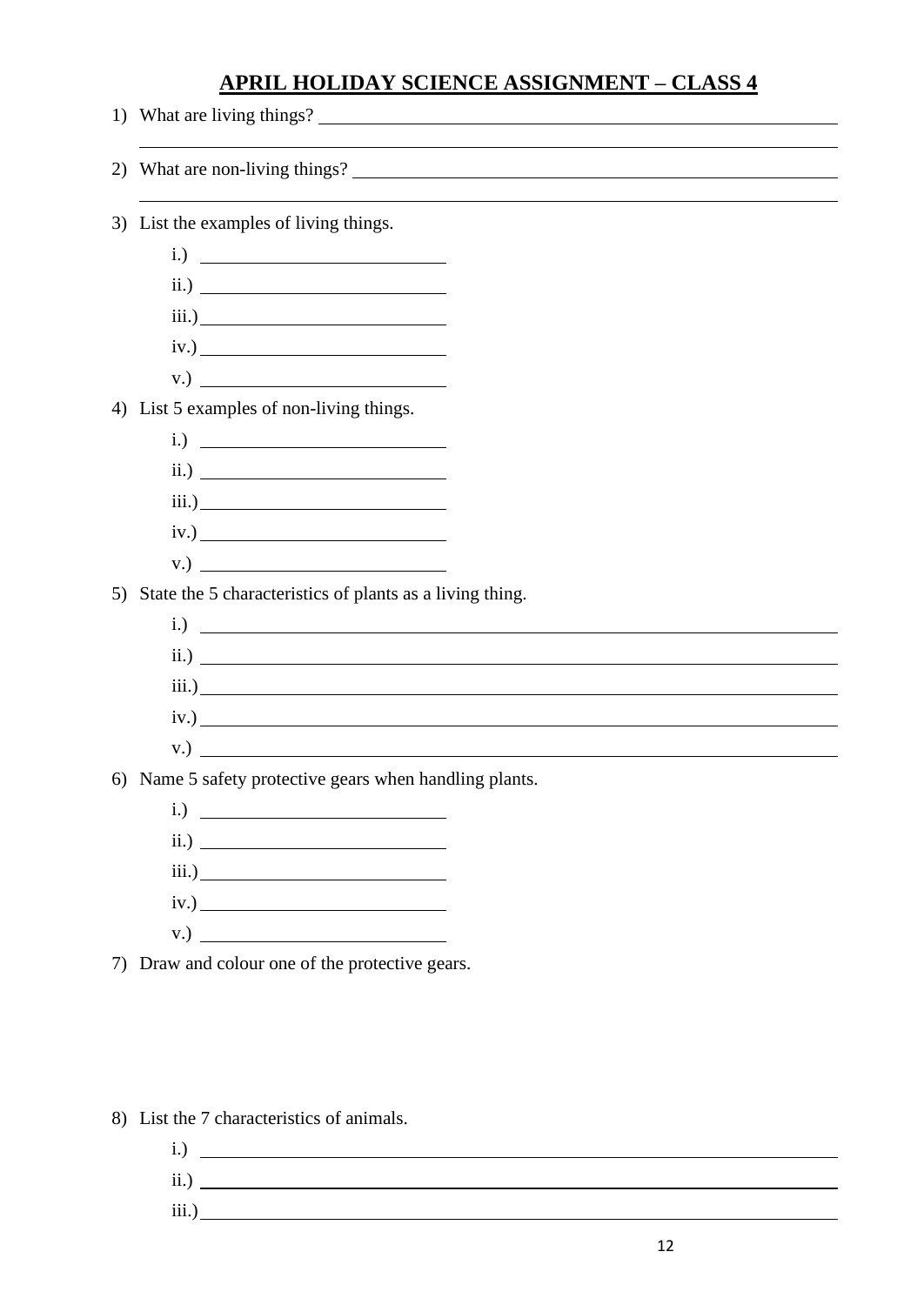# APRIL HOLIDAY SCIENCE ASSIGNMENT – CLASS 4

1) What are living things? ______________________________________________

______________________________________________________________________

2) What are non-living things? ___________________________________________

______________________________________________________________________

3) List the examples of living things.

    i.) ____________________
    ii.) ____________________
    iii.) ____________________
    iv.) ____________________
    v.) ____________________

4) List 5 examples of non-living things.

    i.) ____________________
    ii.) ____________________
    iii.) ____________________
    iv.) ____________________
    v.) ____________________

5) State the 5 characteristics of plants as a living thing.

    i.) ______________________________________________________
    ii.) ______________________________________________________
    iii.) ______________________________________________________
    iv.) ______________________________________________________
    v.) ______________________________________________________

6) Name 5 safety protective gears when handling plants.

    i.) ____________________
    ii.) ____________________
    iii.) ____________________
    iv.) ____________________
    v.) ____________________

7) Draw and colour one of the protective gears.

8) List the 7 characteristics of animals.

    i.) ______________________________________________________
    ii.) ______________________________________________________
    iii.) ______________________________________________________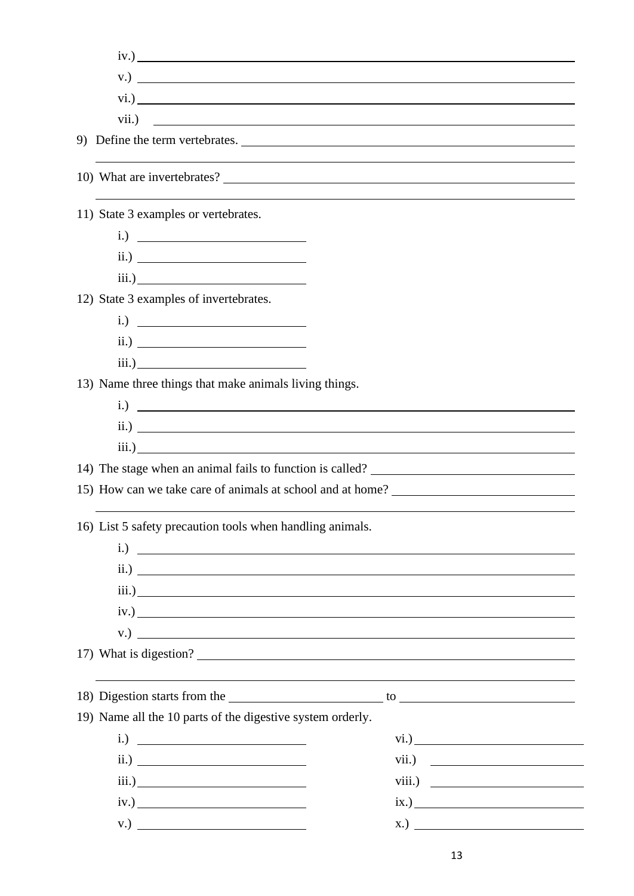iv.) ____________________

v.) ____________________

vi.) ____________________

vii.) ____________________

9) Define the term vertebrates. ____________________

____________________

10) What are invertebrates? ____________________

____________________

11) State 3 examples or vertebrates.

i.) ____________

ii.) ____________

iii.) ____________

12) State 3 examples of invertebrates.

i.) ____________

ii.) ____________

iii.) ____________

13) Name three things that make animals living things.

i.) ____________________

ii.) ____________________

iii.) ____________________

14) The stage when an animal fails to function is called? ____________

15) How can we take care of animals at school and at home? ____________

____________________

16) List 5 safety precaution tools when handling animals.

i.) ____________________

ii.) ____________________

iii.) ____________________

iv.) ____________________

v.) ____________________

17) What is digestion? ____________________

____________________

18) Digestion starts from the ____________ to ____________

19) Name all the 10 parts of the digestive system orderly.

i.) ____________

ii.) ____________

iii.) ____________

iv.) ____________

v.) ____________

vi.) ____________

vii.) ____________

viii.) ____________

ix.) ____________

x.) ____________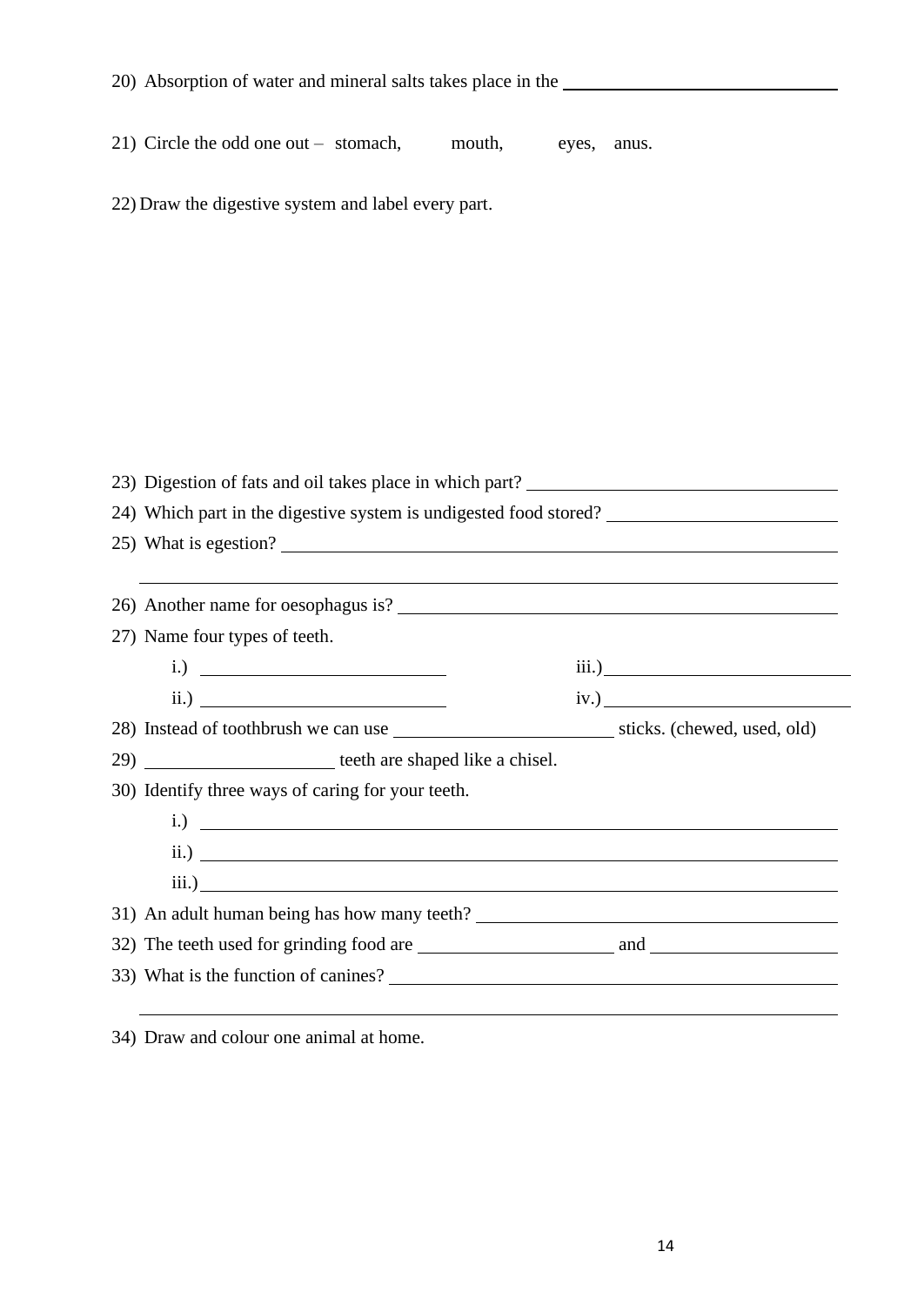20) Absorption of water and mineral salts takes place in the ______________________________

21) Circle the odd one out – stomach, mouth, eyes, anus.

22) Draw the digestive system and label every part.

23) Digestion of fats and oil takes place in which part? ______________________________

24) Which part in the digestive system is undigested food stored? ______________________

25) What is egestion? ____________________________________________________________

______________________________________________________________________________

26) Another name for oesophagus is? ____________________________________________

27) Name four types of teeth.

i.) ________________________ iii.) ________________________

ii.) ________________________ iv.) ________________________

28) Instead of toothbrush we can use ______________________ sticks. (chewed, used, old)

29) ____________________ teeth are shaped like a chisel.

30) Identify three ways of caring for your teeth.

i.) ______________________________________________________________________

ii.) ______________________________________________________________________

iii.) _____________________________________________________________________

31) An adult human being has how many teeth? ___________________________________

32) The teeth used for grinding food are ____________________ and ____________________

33) What is the function of canines? _____________________________________________

______________________________________________________________________________

34) Draw and colour one animal at home.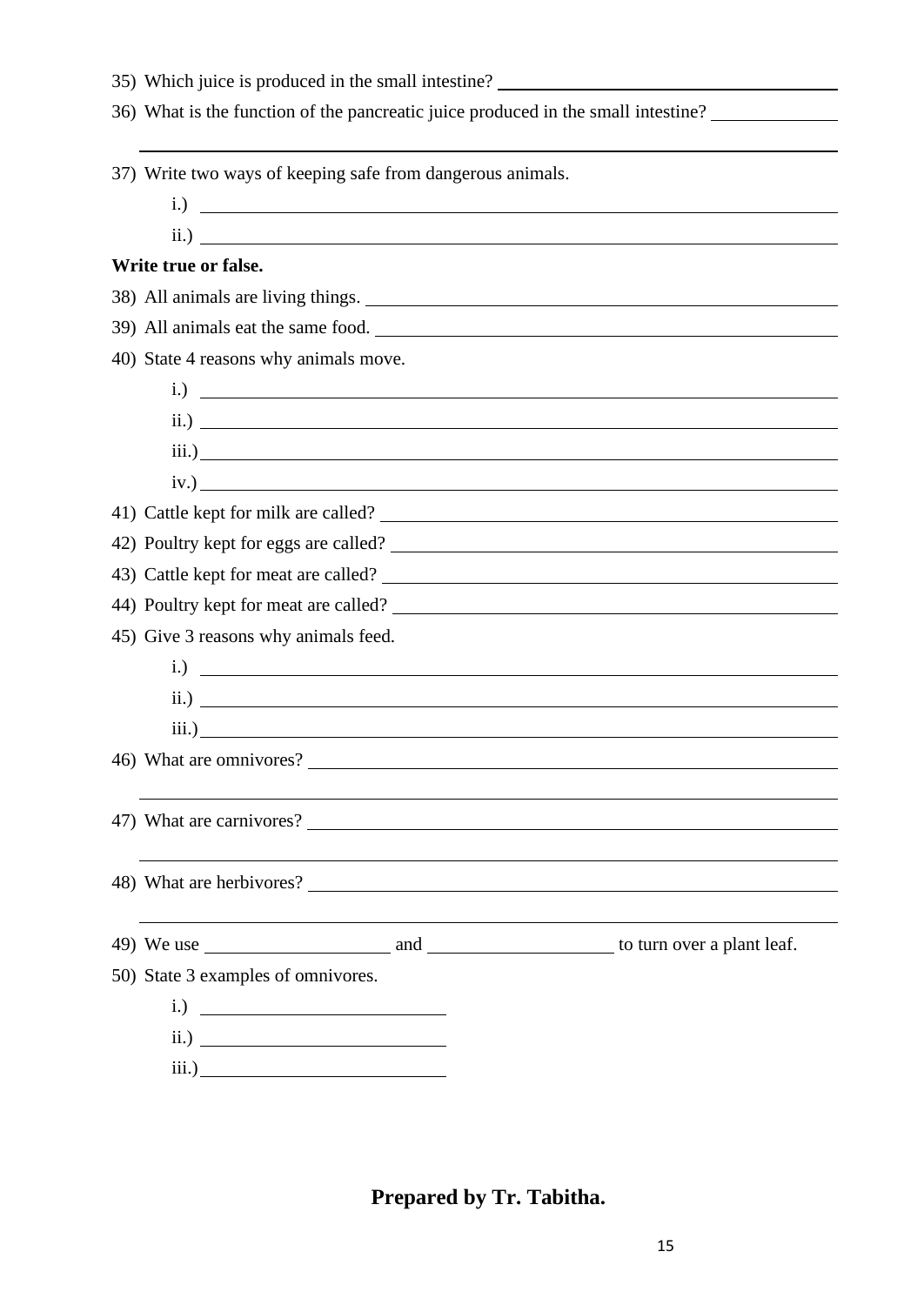35) Which juice is produced in the small intestine? ____________________

36) What is the function of the pancreatic juice produced in the small intestine? ____________________

____________________

37) Write two ways of keeping safe from dangerous animals.

i.) ____________________

ii.) ____________________

**Write true or false.**

38) All animals are living things. ____________________

39) All animals eat the same food. ____________________

40) State 4 reasons why animals move.

i.) ____________________

ii.) ____________________

iii.) ____________________

iv.) ____________________

41) Cattle kept for milk are called? ____________________

42) Poultry kept for eggs are called? ____________________

43) Cattle kept for meat are called? ____________________

44) Poultry kept for meat are called? ____________________

45) Give 3 reasons why animals feed.

i.) ____________________

ii.) ____________________

iii.) ____________________

46) What are omnivores? ____________________

____________________

47) What are carnivores? ____________________

____________________

48) What are herbivores? ____________________

____________________

49) We use ____________ and ____________ to turn over a plant leaf.

50) State 3 examples of omnivores.

i.) ____________

ii.) ____________

iii.) ____________

**Prepared by Tr. Tabitha.**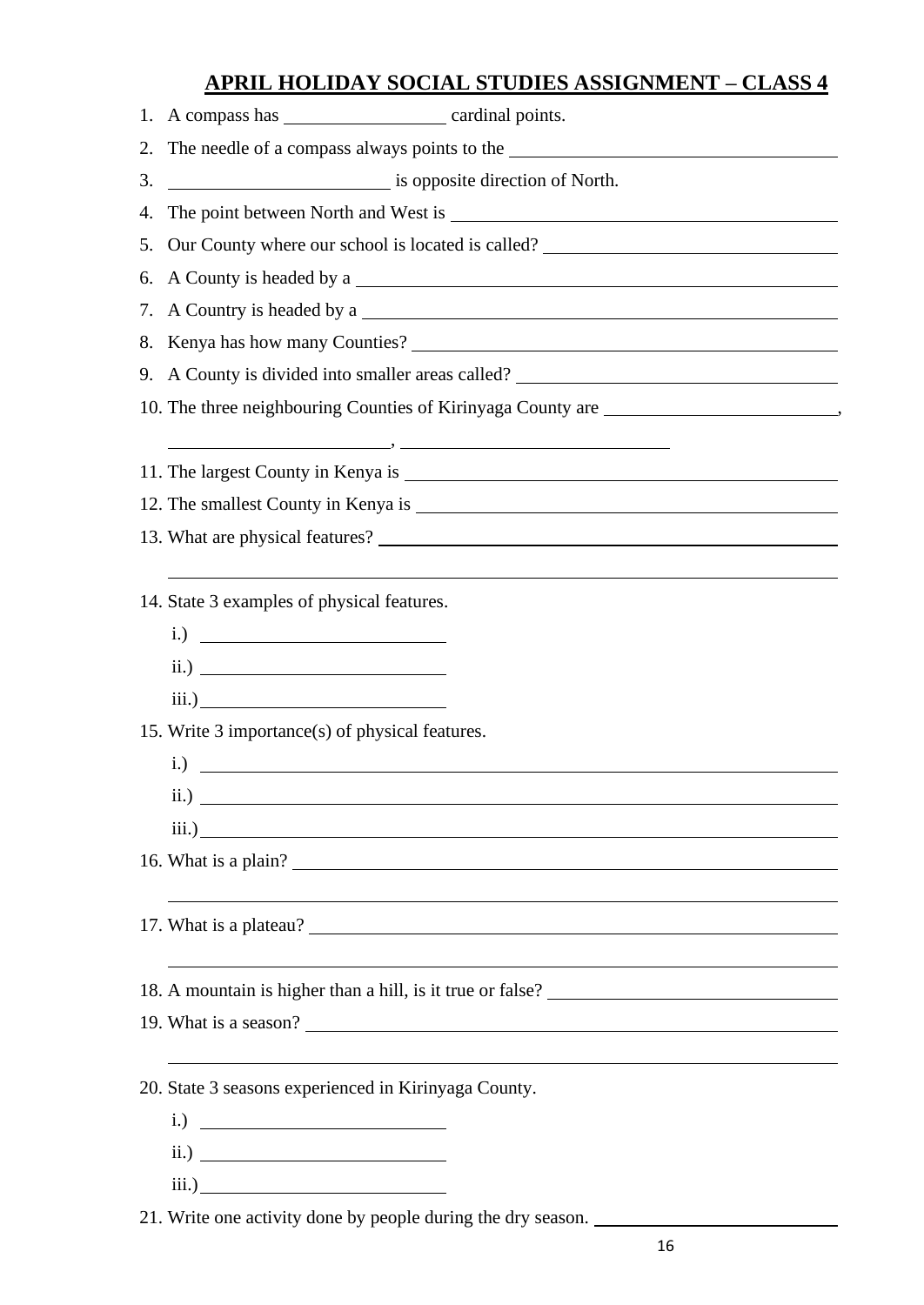## APRIL HOLIDAY SOCIAL STUDIES ASSIGNMENT – CLASS 4

1. A compass has ________________ cardinal points.
2. The needle of a compass always points to the ________________________________
3. ______________________ is opposite direction of North.
4. The point between North and West is ________________________________________
5. Our County where our school is located is called? _____________________________
6. A County is headed by a _________________________________________________
7. A Country is headed by a ________________________________________________
8. Kenya has how many Counties? ____________________________________________
9. A County is divided into smaller areas called? _______________________________
10. The three neighbouring Counties of Kirinyaga County are _______________________, ______________________, __________________________
11. The largest County in Kenya is ___________________________________________
12. The smallest County in Kenya is __________________________________________
13. What are physical features? ______________________________________________
    _____________________________________________________________________
14. State 3 examples of physical features.
    i.) ________________________
    ii.) ________________________
    iii.) ________________________
15. Write 3 importance(s) of physical features.
    i.) ________________________________________________________________
    ii.) ________________________________________________________________
    iii.) ________________________________________________________________
16. What is a plain? _______________________________________________________
    _____________________________________________________________________
17. What is a plateau? _____________________________________________________
    _____________________________________________________________________
18. A mountain is higher than a hill, is it true or false? ____________________________
19. What is a season? ______________________________________________________
    _____________________________________________________________________
20. State 3 seasons experienced in Kirinyaga County.
    i.) ________________________
    ii.) ________________________
    iii.) ________________________
21. Write one activity done by people during the dry season. _______________________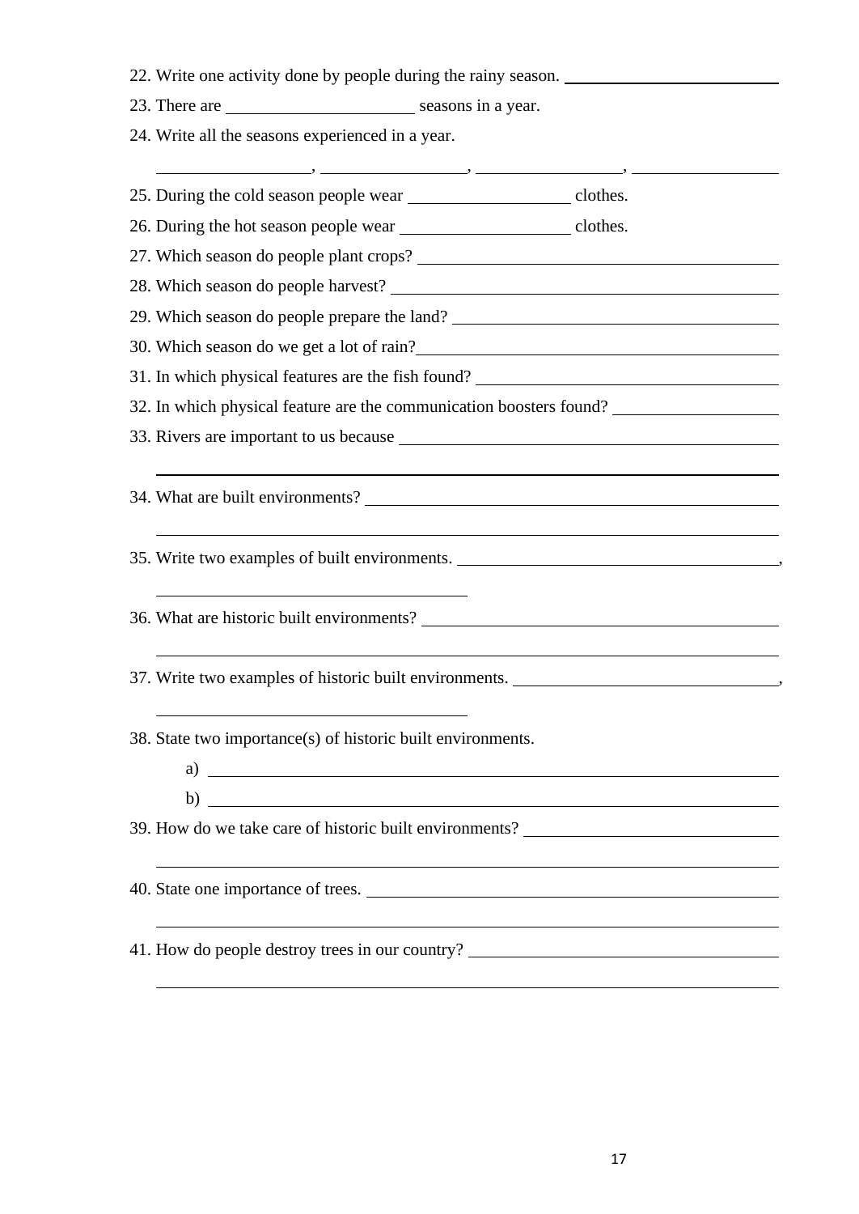22. Write one activity done by people during the rainy season. ____________________

23. There are ____________________ seasons in a year.

24. Write all the seasons experienced in a year.

    ________________, ________________, ________________, ________________

25. During the cold season people wear ________________ clothes.

26. During the hot season people wear ________________ clothes.

27. Which season do people plant crops? ____________________________________

28. Which season do people harvest? ____________________________________

29. Which season do people prepare the land? ____________________________________

30. Which season do we get a lot of rain? ____________________________________

31. In which physical features are the fish found? ____________________________

32. In which physical feature are the communication boosters found? ________________

33. Rivers are important to us because ____________________________________

    ______________________________________________________________________

34. What are built environments? ____________________________________

    ______________________________________________________________________

35. Write two examples of built environments. ______________________________,

    ______________________________

36. What are historic built environments? ____________________________________

    ______________________________________________________________________

37. Write two examples of historic built environments. ___________________________,

    ______________________________

38. State two importance(s) of historic built environments.

    a) ______________________________________________________________

    b) ______________________________________________________________

39. How do we take care of historic built environments? __________________________

    ______________________________________________________________________

40. State one importance of trees. ____________________________________

    ______________________________________________________________________

41. How do people destroy trees in our country? ______________________________

    ______________________________________________________________________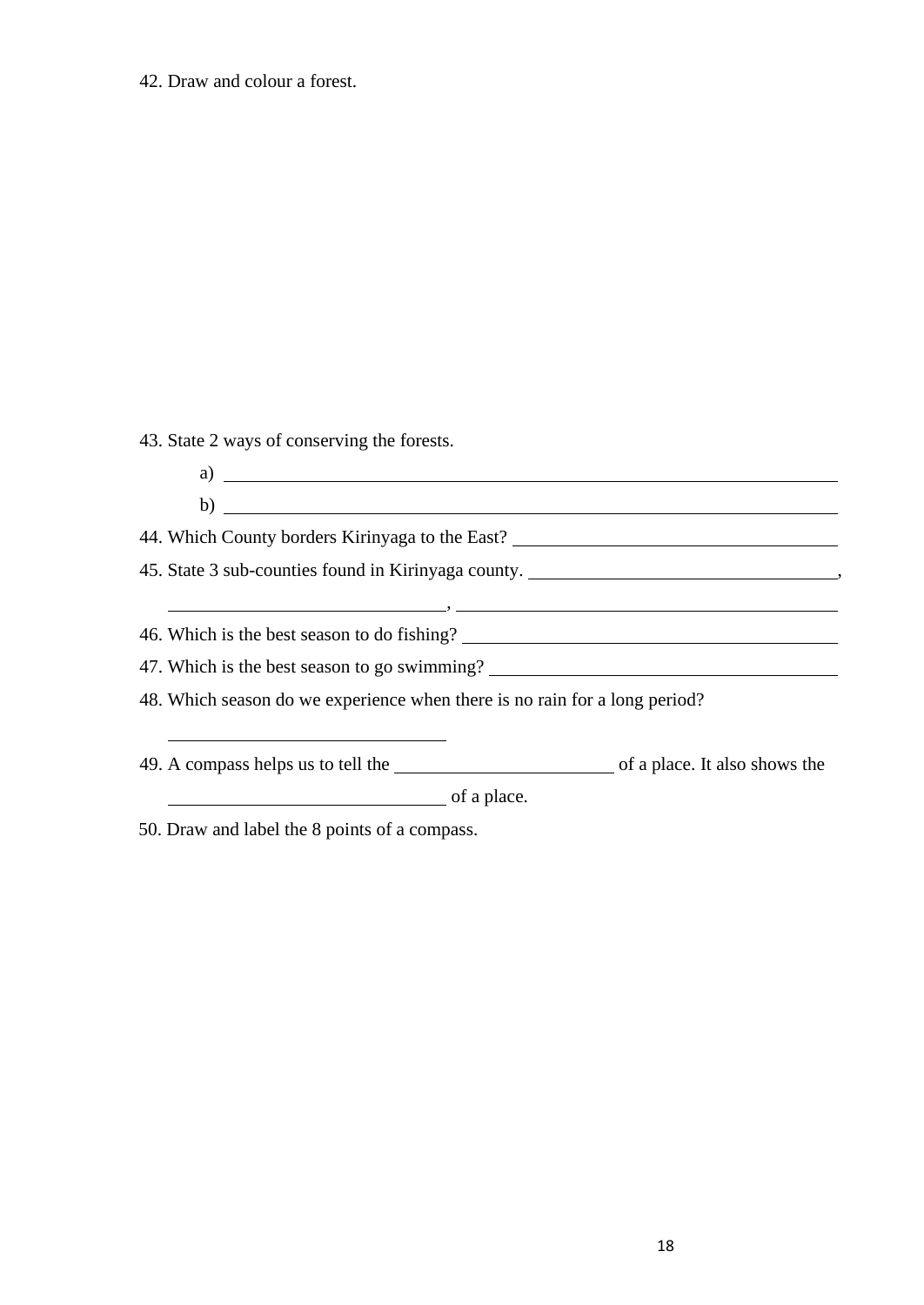42. Draw and colour a forest.

43. State 2 ways of conserving the forests.

a) ______________________________________________________________

b) ______________________________________________________________

44. Which County borders Kirinyaga to the East? ______________________________

45. State 3 sub-counties found in Kirinyaga county. ______________________________,

______________________________, ______________________________

46. Which is the best season to do fishing? ______________________________

47. Which is the best season to go swimming? ______________________________

48. Which season do we experience when there is no rain for a long period?

______________________________

49. A compass helps us to tell the ______________________ of a place. It also shows the ______________________________ of a place.

50. Draw and label the 8 points of a compass.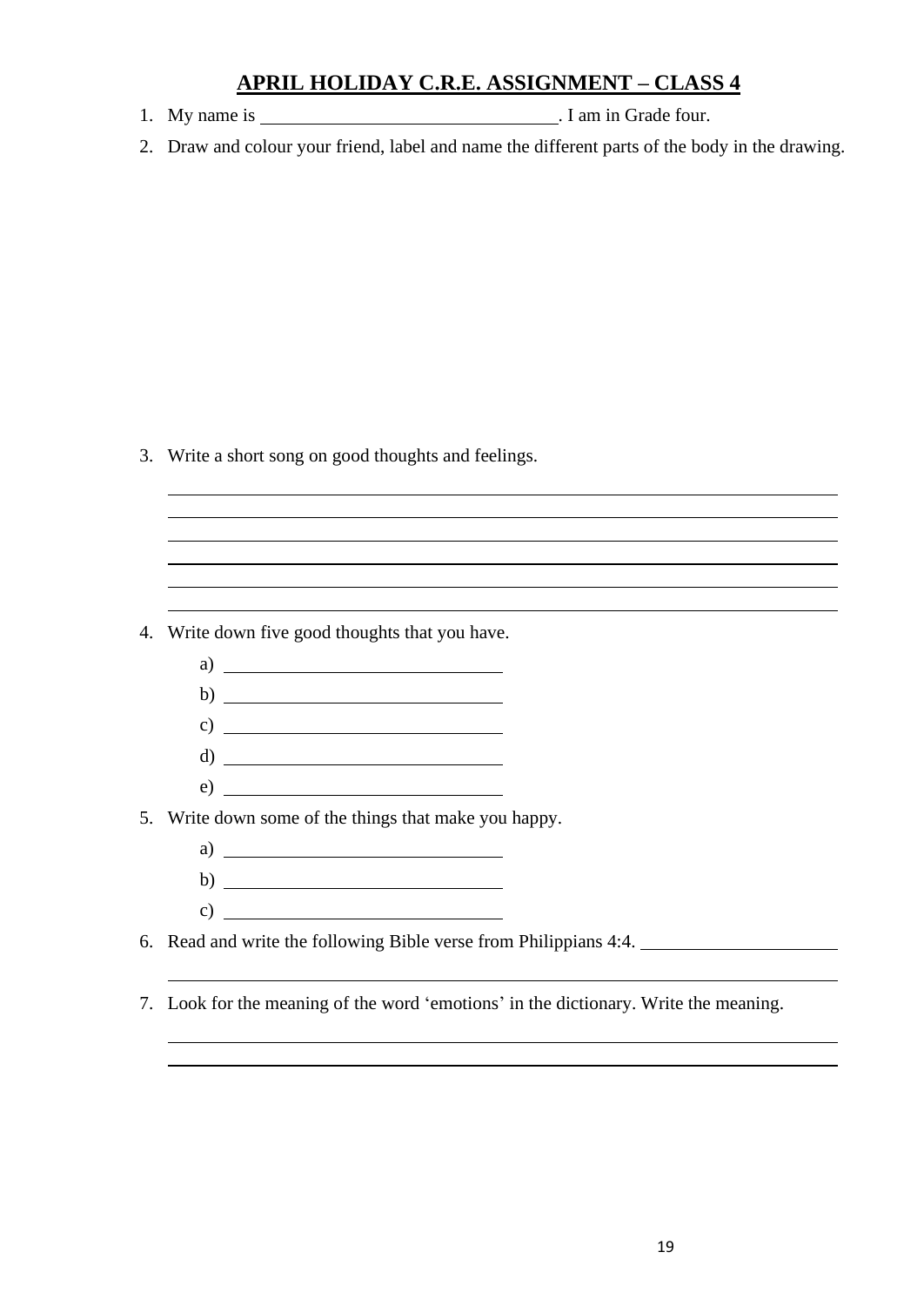# APRIL HOLIDAY C.R.E. ASSIGNMENT – CLASS 4

1. My name is ______________________________. I am in Grade four.
2. Draw and colour your friend, label and name the different parts of the body in the drawing.

3. Write a short song on good thoughts and feelings.

______________________________________________________________________
______________________________________________________________________
______________________________________________________________________
______________________________________________________________________
______________________________________________________________________
______________________________________________________________________

4. Write down five good thoughts that you have.
   a) ______________________________
   b) ______________________________
   c) ______________________________
   d) ______________________________
   e) ______________________________
5. Write down some of the things that make you happy.
   a) ______________________________
   b) ______________________________
   c) ______________________________
6. Read and write the following Bible verse from Philippians 4:4. ____________________

______________________________________________________________________

7. Look for the meaning of the word 'emotions' in the dictionary. Write the meaning.

______________________________________________________________________
______________________________________________________________________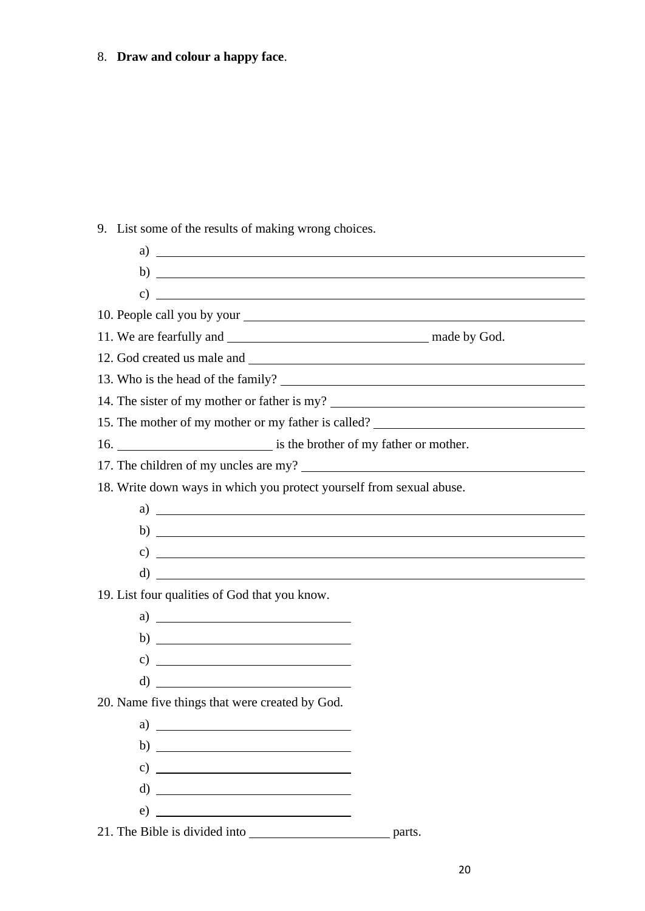8. **Draw and colour a happy face**.

9. List some of the results of making wrong choices.

   a) ______________________________________________

   b) ______________________________________________

   c) ______________________________________________

10. People call you by your ______________________________________________

11. We are fearfully and ______________________ made by God.

12. God created us male and ______________________________________________

13. Who is the head of the family? ______________________________________________

14. The sister of my mother or father is my? ______________________________________________

15. The mother of my mother or my father is called? ______________________________

16. ______________________ is the brother of my father or mother.

17. The children of my uncles are my? ______________________________________________

18. Write down ways in which you protect yourself from sexual abuse.

   a) ______________________________________________

   b) ______________________________________________

   c) ______________________________________________

   d) ______________________________________________

19. List four qualities of God that you know.

   a) ______________________

   b) ______________________

   c) ______________________

   d) ______________________

20. Name five things that were created by God.

   a) ______________________

   b) ______________________

   c) ______________________

   d) ______________________

   e) ______________________

21. The Bible is divided into ______________________ parts.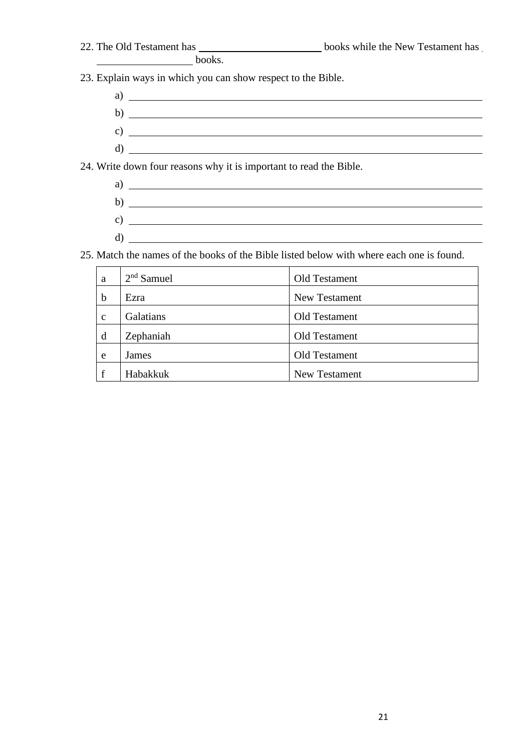22. The Old Testament has ______________________ books while the New Testament has ________________ books.

23. Explain ways in which you can show respect to the Bible.

    a) ____________________________________________________________
    b) ____________________________________________________________
    c) ____________________________________________________________
    d) ____________________________________________________________

24. Write down four reasons why it is important to read the Bible.

    a) ____________________________________________________________
    b) ____________________________________________________________
    c) ____________________________________________________________
    d) ____________________________________________________________

25. Match the names of the books of the Bible listed below with where each one is found.

| | | |
|---|---|---|
| a | 2nd Samuel | Old Testament |
| b | Ezra | New Testament |
| c | Galatians | Old Testament |
| d | Zephaniah | Old Testament |
| e | James | Old Testament |
| f | Habakkuk | New Testament |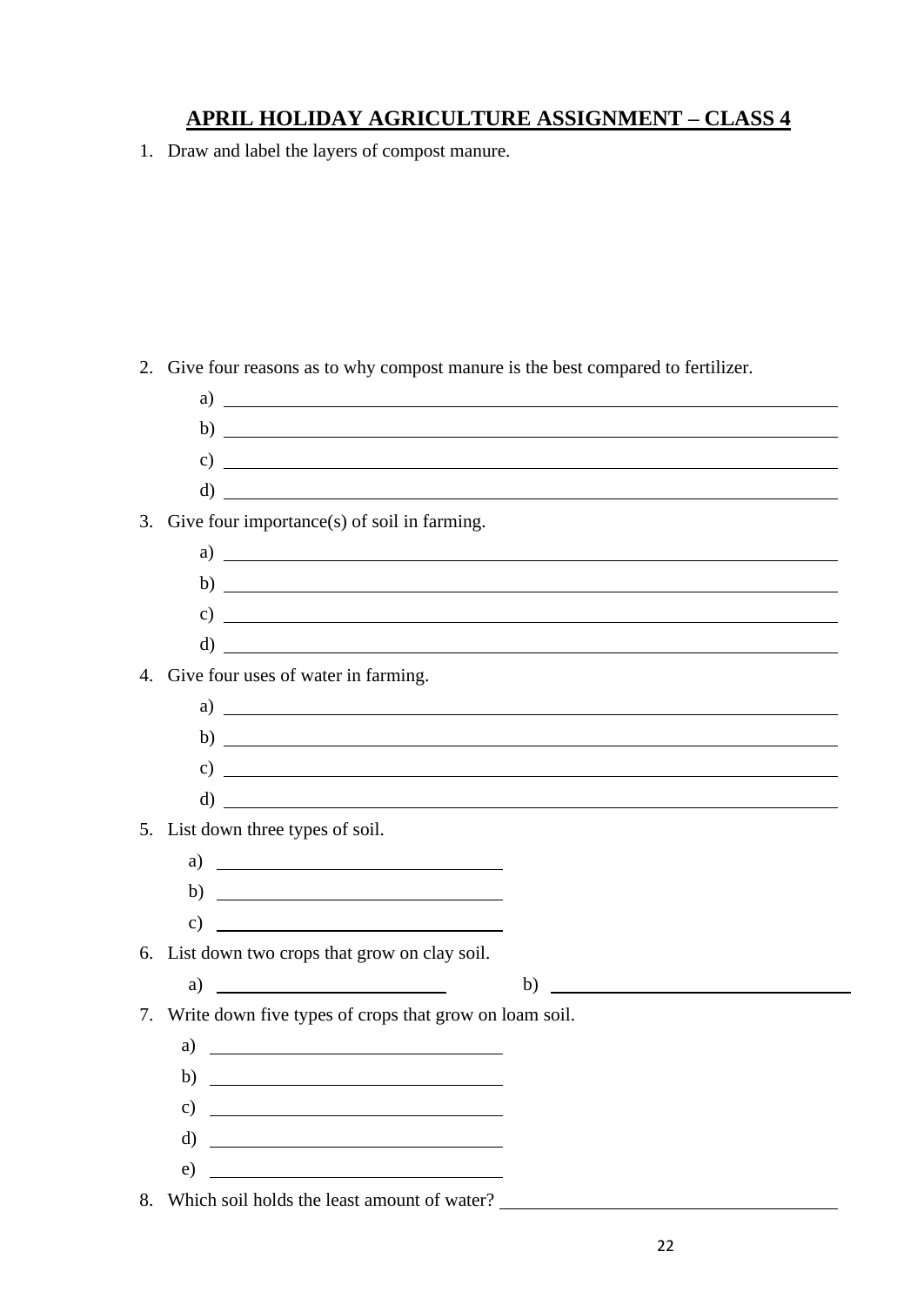# APRIL HOLIDAY AGRICULTURE ASSIGNMENT – CLASS 4

1. Draw and label the layers of compost manure.

2. Give four reasons as to why compost manure is the best compared to fertilizer.
   a) ______________________________
   b) ______________________________
   c) ______________________________
   d) ______________________________

3. Give four importance(s) of soil in farming.
   a) ______________________________
   b) ______________________________
   c) ______________________________
   d) ______________________________

4. Give four uses of water in farming.
   a) ______________________________
   b) ______________________________
   c) ______________________________
   d) ______________________________

5. List down three types of soil.
   a) ______________________________
   b) ______________________________
   c) ______________________________

6. List down two crops that grow on clay soil.
   a) ______________________ b) ______________________

7. Write down five types of crops that grow on loam soil.
   a) ______________________________
   b) ______________________________
   c) ______________________________
   d) ______________________________
   e) ______________________________

8. Which soil holds the least amount of water? ______________________________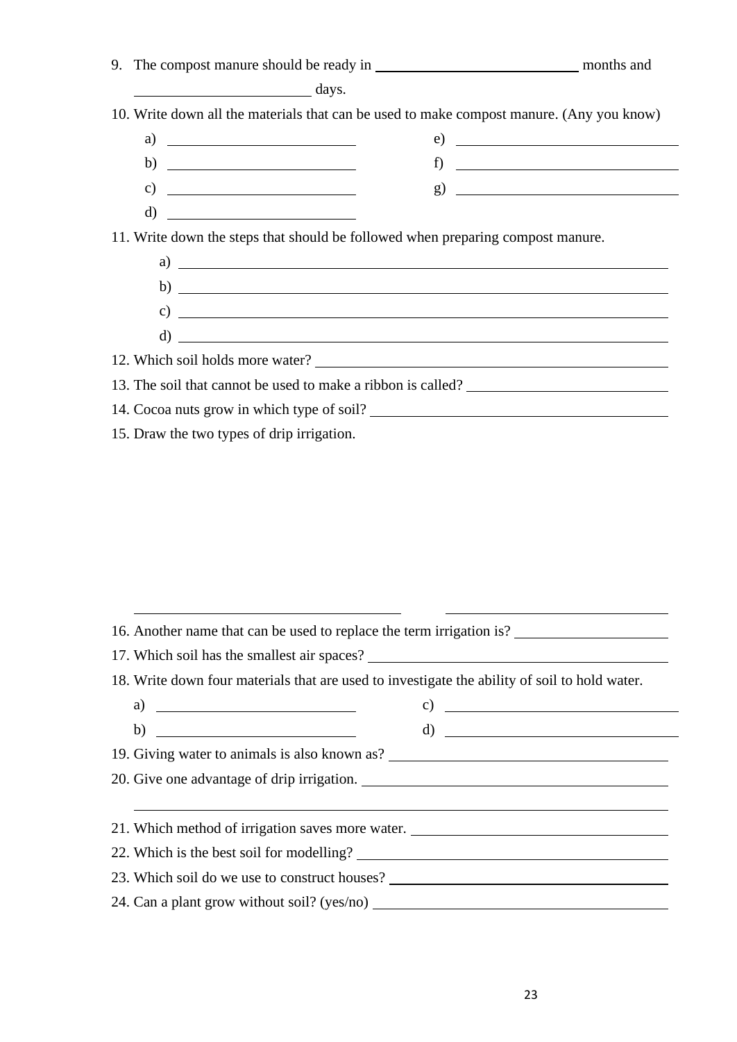9. The compost manure should be ready in ____________________________ months and ________________________ days.

10. Write down all the materials that can be used to make compost manure. (Any you know)

   a) ________________________    e) ________________________
   
   b) ________________________    f) ________________________
   
   c) ________________________    g) ________________________
   
   d) ________________________

11. Write down the steps that should be followed when preparing compost manure.

   a) ____________________________________________________________
   
   b) ____________________________________________________________
   
   c) ____________________________________________________________
   
   d) ____________________________________________________________

12. Which soil holds more water? ________________________________________

13. The soil that cannot be used to make a ribbon is called? ____________________

14. Cocoa nuts grow in which type of soil? ________________________________

15. Draw the two types of drip irrigation.

   ________________________________    ________________________________

16. Another name that can be used to replace the term irrigation is? ________________

17. Which soil has the smallest air spaces? ________________________________

18. Write down four materials that are used to investigate the ability of soil to hold water.

   a) ________________________    c) ________________________
   
   b) ________________________    d) ________________________

19. Giving water to animals is also known as? ________________________________

20. Give one advantage of drip irrigation. ________________________________

   ____________________________________________________________

21. Which method of irrigation saves more water. ____________________________

22. Which is the best soil for modelling? ________________________________

23. Which soil do we use to construct houses? ________________________________

24. Can a plant grow without soil? (yes/no) ________________________________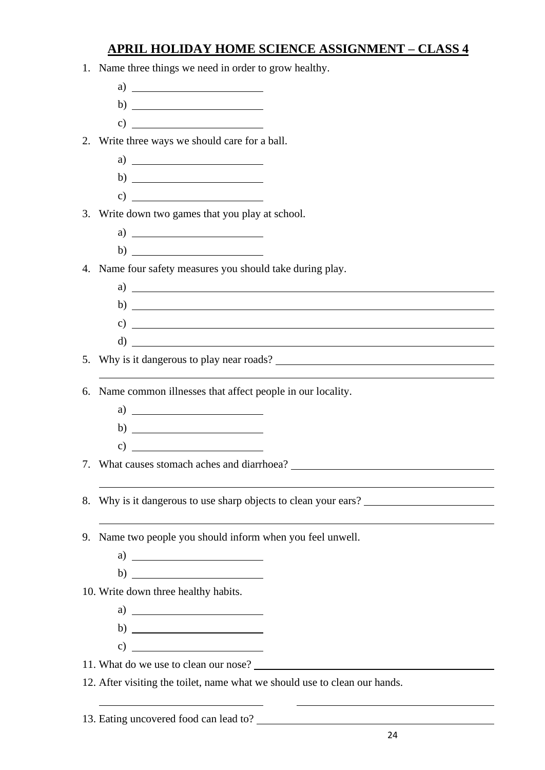# APRIL HOLIDAY HOME SCIENCE ASSIGNMENT – CLASS 4

1. Name three things we need in order to grow healthy.
   a) ____________________
   b) ____________________
   c) ____________________
2. Write three ways we should care for a ball.
   a) ____________________
   b) ____________________
   c) ____________________
3. Write down two games that you play at school.
   a) ____________________
   b) ____________________
4. Name four safety measures you should take during play.
   a) ________________________________________________
   b) ________________________________________________
   c) ________________________________________________
   d) ________________________________________________
5. Why is it dangerous to play near roads? ________________________________
   ________________________________________________
6. Name common illnesses that affect people in our locality.
   a) ____________________
   b) ____________________
   c) ____________________
7. What causes stomach aches and diarrhoea? ________________________________
   ________________________________________________
8. Why is it dangerous to use sharp objects to clean your ears? ____________________
   ________________________________________________
9. Name two people you should inform when you feel unwell.
   a) ____________________
   b) ____________________
10. Write down three healthy habits.
    a) ____________________
    b) ____________________
    c) ____________________
11. What do we use to clean our nose? ________________________________
12. After visiting the toilet, name what we should use to clean our hands.
    ____________________ ____________________
13. Eating uncovered food can lead to? ________________________________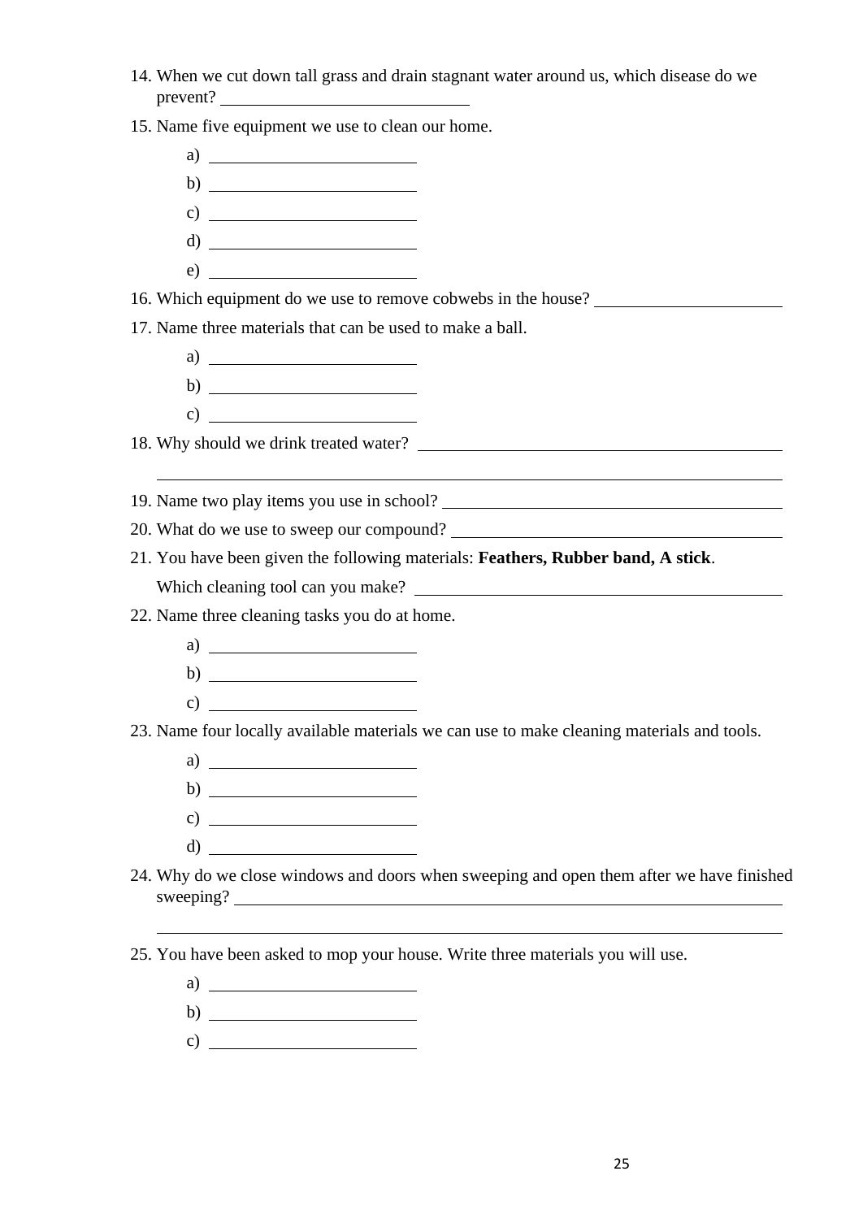14. When we cut down tall grass and drain stagnant water around us, which disease do we prevent? ______________________________

15. Name five equipment we use to clean our home.
    a) ________________________
    b) ________________________
    c) ________________________
    d) ________________________
    e) ________________________

16. Which equipment do we use to remove cobwebs in the house? ______________________

17. Name three materials that can be used to make a ball.
    a) ________________________
    b) ________________________
    c) ________________________

18. Why should we drink treated water? ____________________________________________

    ______________________________________________________________________________

19. Name two play items you use in school? _________________________________________

20. What do we use to sweep our compound? _________________________________________

21. You have been given the following materials: **Feathers, Rubber band, A stick**.
    Which cleaning tool can you make? _____________________________________________

22. Name three cleaning tasks you do at home.
    a) ________________________
    b) ________________________
    c) ________________________

23. Name four locally available materials we can use to make cleaning materials and tools.
    a) ________________________
    b) ________________________
    c) ________________________
    d) ________________________

24. Why do we close windows and doors when sweeping and open them after we have finished sweeping? _______________________________________________________________

    ______________________________________________________________________________

25. You have been asked to mop your house. Write three materials you will use.
    a) ________________________
    b) ________________________
    c) ________________________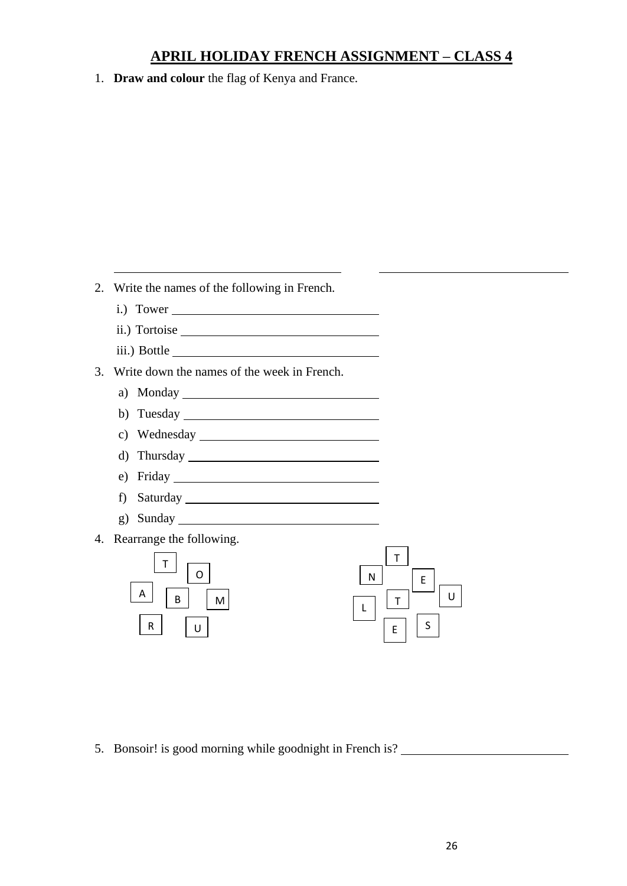# APRIL HOLIDAY FRENCH ASSIGNMENT – CLASS 4

1. **Draw and colour** the flag of Kenya and France.

_______________________________ _______________________________

2. Write the names of the following in French.
   i.) Tower ______________________________
   ii.) Tortoise ______________________________
   iii.) Bottle ______________________________

3. Write down the names of the week in French.
   a) Monday ______________________________
   b) Tuesday ______________________________
   c) Wednesday ______________________________
   d) Thursday ______________________________
   e) Friday ______________________________
   f) Saturday ______________________________
   g) Sunday ______________________________

4. Rearrange the following.

   T O A B M R U

   T N E U L T S E

5. Bonsoir! is good morning while goodnight in French is? ______________________________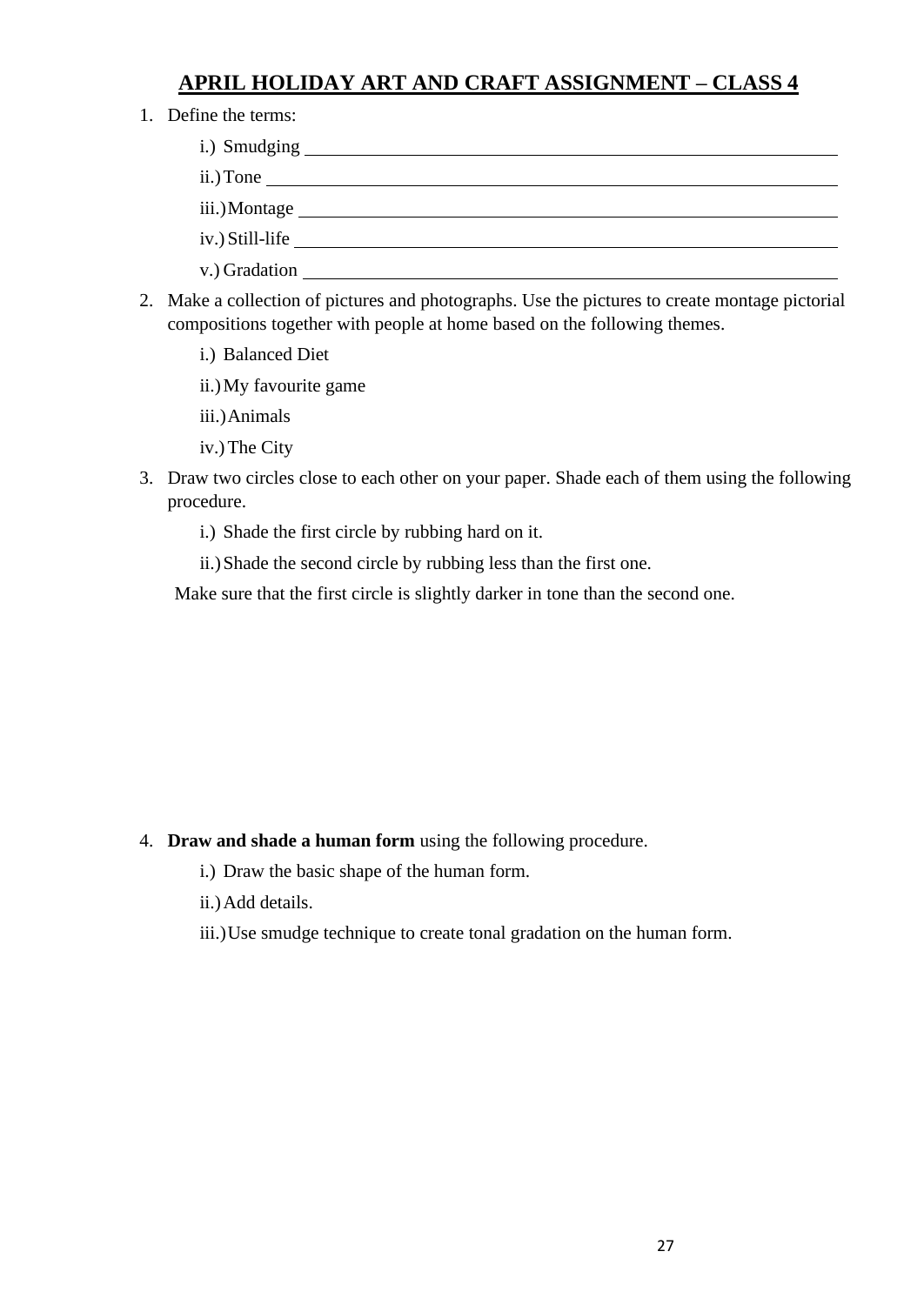## APRIL HOLIDAY ART AND CRAFT ASSIGNMENT – CLASS 4

1. Define the terms:
   i.) Smudging ____________________
   ii.) Tone ____________________
   iii.) Montage ____________________
   iv.) Still-life ____________________
   v.) Gradation ____________________

2. Make a collection of pictures and photographs. Use the pictures to create montage pictorial compositions together with people at home based on the following themes.
   i.) Balanced Diet
   ii.) My favourite game
   iii.) Animals
   iv.) The City

3. Draw two circles close to each other on your paper. Shade each of them using the following procedure.
   i.) Shade the first circle by rubbing hard on it.
   ii.) Shade the second circle by rubbing less than the first one.

   Make sure that the first circle is slightly darker in tone than the second one.

4. **Draw and shade a human form** using the following procedure.
   i.) Draw the basic shape of the human form.
   ii.) Add details.
   iii.) Use smudge technique to create tonal gradation on the human form.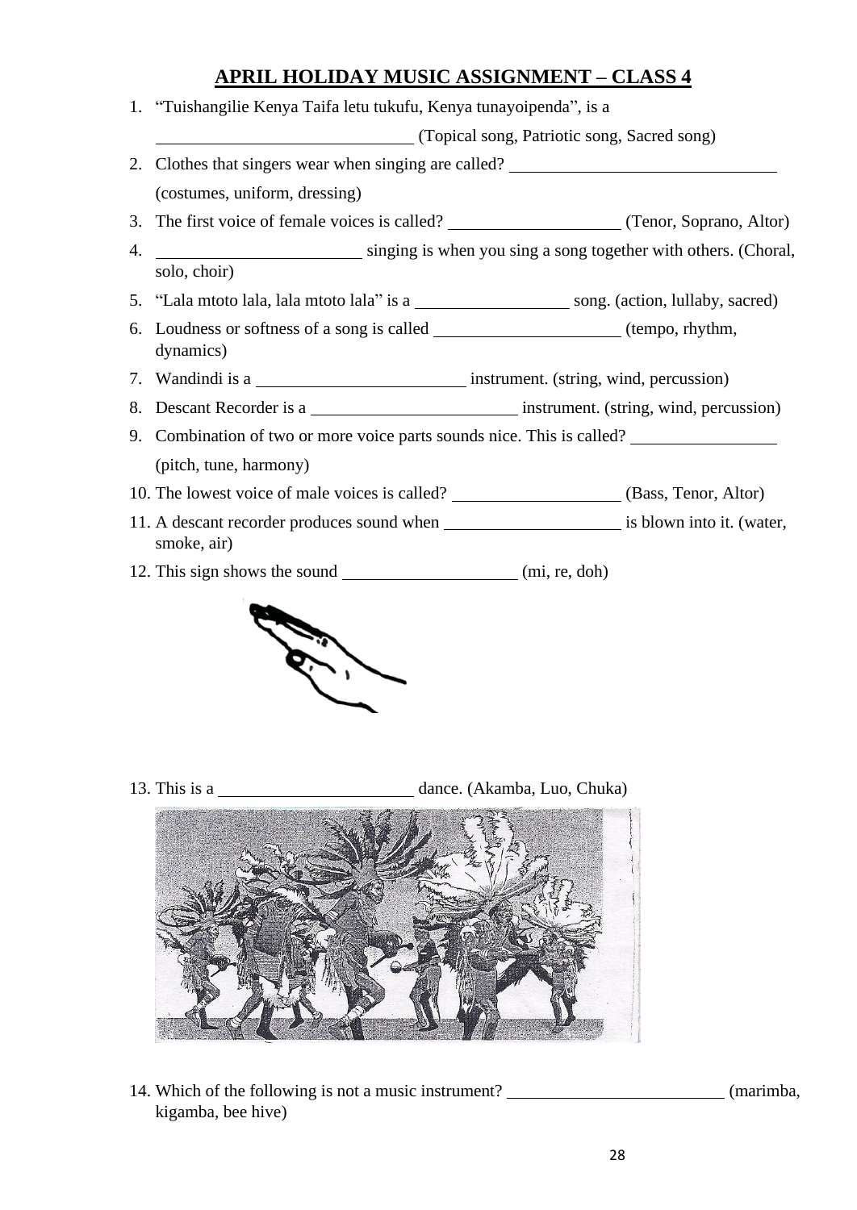## APRIL HOLIDAY MUSIC ASSIGNMENT – CLASS 4

1. "Tuishangilie Kenya Taifa letu tukufu, Kenya tunayoipenda", is a ______________________ (Topical song, Patriotic song, Sacred song)
2. Clothes that singers wear when singing are called? ______________________ (costumes, uniform, dressing)
3. The first voice of female voices is called? ______________ (Tenor, Soprano, Altor)
4. ________________ singing is when you sing a song together with others. (Choral, solo, choir)
5. "Lala mtoto lala, lala mtoto lala" is a ______________ song. (action, lullaby, sacred)
6. Loudness or softness of a song is called ________________ (tempo, rhythm, dynamics)
7. Wandindi is a __________________ instrument. (string, wind, percussion)
8. Descant Recorder is a __________________ instrument. (string, wind, percussion)
9. Combination of two or more voice parts sounds nice. This is called? ____________ (pitch, tune, harmony)
10. The lowest voice of male voices is called? ______________ (Bass, Tenor, Altor)
11. A descant recorder produces sound when ______________ is blown into it. (water, smoke, air)
12. This sign shows the sound ______________ (mi, re, doh)

13. This is a ________________ dance. (Akamba, Luo, Chuka)

14. Which of the following is not a music instrument? __________________ (marimba, kigamba, bee hive)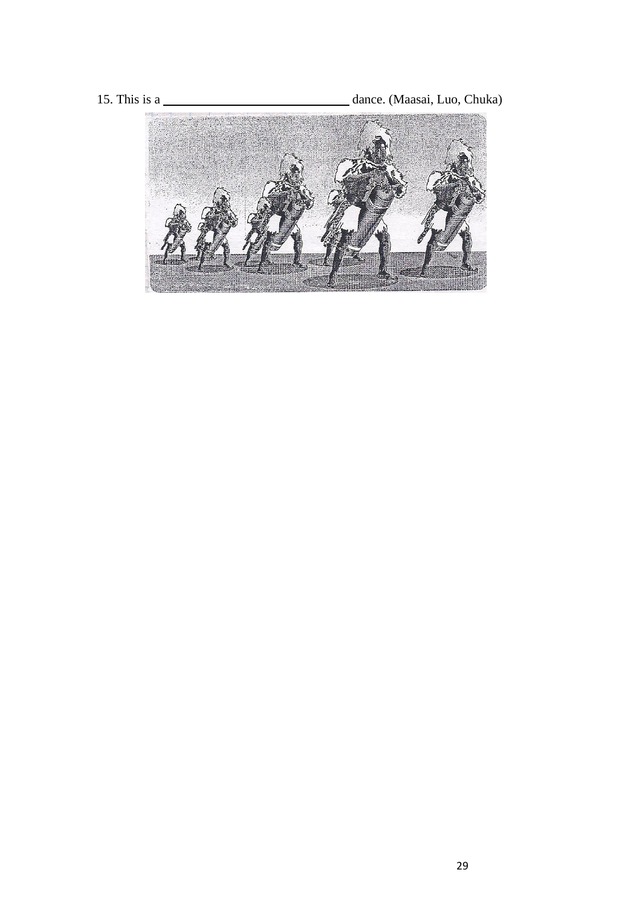15. This is a _____________________________ dance. (Maasai, Luo, Chuka)